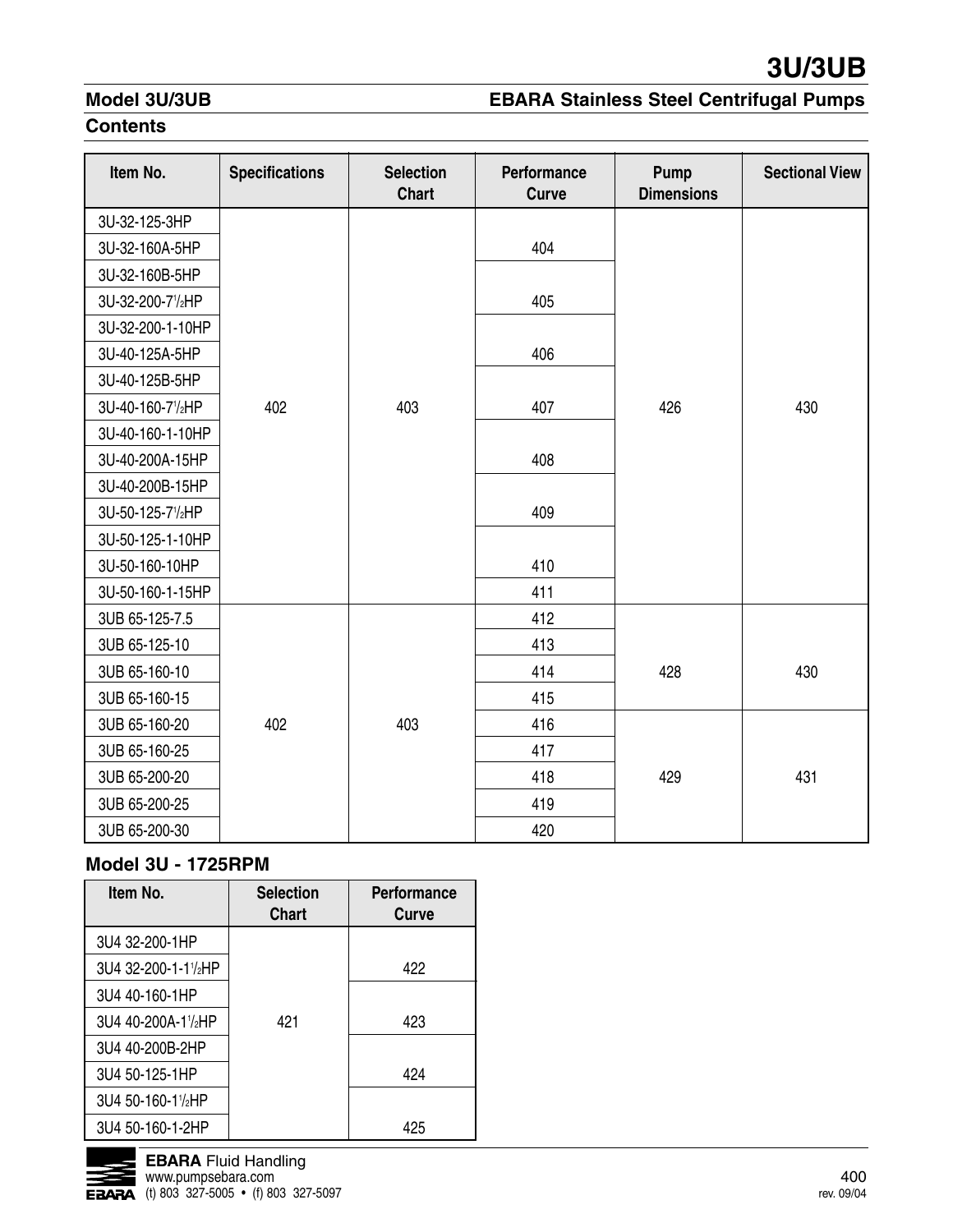# 3U/3UB

## Model 3U/3UB — EBARA Stainless Steel Centrifugal Pumps

### Contents

| Item No. | Specifications | Selection Chart | Performance Curve | Pump Dimensions | Sectional View |
|---|---|---|---|---|---|
| 3U-32-125-3HP | 402 | 403 | 404 | 426 | 430 |
| 3U-32-160A-5HP | | | | | |
| 3U-32-160B-5HP | | | 405 | | |
| 3U-32-200-7½HP | | | | | |
| 3U-32-200-1-10HP | | | 406 | | |
| 3U-40-125A-5HP | | | | | |
| 3U-40-125B-5HP | | | 407 | | |
| 3U-40-160-7½HP | | | | | |
| 3U-40-160-1-10HP | | | 408 | | |
| 3U-40-200A-15HP | | | | | |
| 3U-40-200B-15HP | | | 409 | | |
| 3U-50-125-7½HP | | | | | |
| 3U-50-125-1-10HP | | | 410 | | |
| 3U-50-160-10HP | | | | | |
| 3U-50-160-1-15HP | | | 411 | | |
| 3UB 65-125-7.5 | 402 | 403 | 412 | 428 | 430 |
| 3UB 65-125-10 | | | 413 | | |
| 3UB 65-160-10 | | | 414 | | |
| 3UB 65-160-15 | | | 415 | | |
| 3UB 65-160-20 | | | 416 | 429 | 431 |
| 3UB 65-160-25 | | | 417 | | |
| 3UB 65-200-20 | | | 418 | | |
| 3UB 65-200-25 | | | 419 | | |
| 3UB 65-200-30 | | | 420 | | |

### Model 3U - 1725RPM

| Item No. | Selection Chart | Performance Curve |
|---|---|---|
| 3U4 32-200-1HP | 421 | 422 |
| 3U4 32-200-1-1½HP | | |
| 3U4 40-160-1HP | | 423 |
| 3U4 40-200A-1½HP | | |
| 3U4 40-200B-2HP | | 424 |
| 3U4 50-125-1HP | | |
| 3U4 50-160-1½HP | | 425 |
| 3U4 50-160-1-2HP | | |

**EBARA** Fluid Handling
www.pumpsebara.com
(t) 803 327-5005 • (f) 803 327-5097

rev. 09/04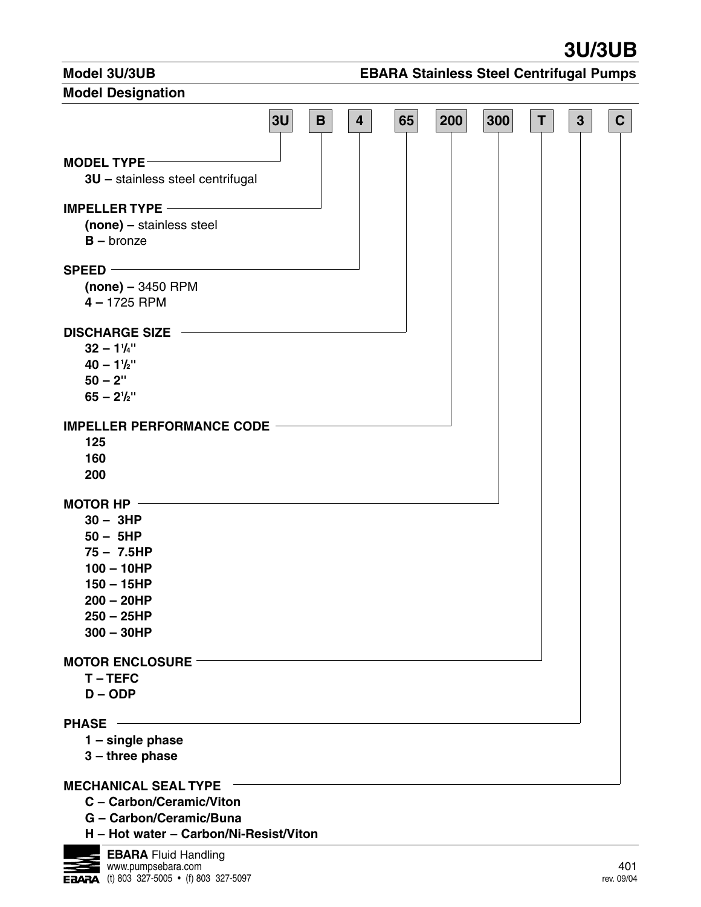## Model 3U/3UB

**EBARA Stainless Steel Centrifugal Pumps**

### Model Designation

| 3U | B | 4 | 65 | 200 | 300 | T | 3 | C |
|---|---|---|---|---|---|---|---|---|

**MODEL TYPE**
- **3U –** stainless steel centrifugal

**IMPELLER TYPE**
- **(none) –** stainless steel
- **B –** bronze

**SPEED**
- **(none) –** 3450 RPM
- **4 –** 1725 RPM

**DISCHARGE SIZE**
- **32 – 1¼"**
- **40 – 1½"**
- **50 – 2"**
- **65 – 2½"**

**IMPELLER PERFORMANCE CODE**
- **125**
- **160**
- **200**

**MOTOR HP**
- **30 – 3HP**
- **50 – 5HP**
- **75 – 7.5HP**
- **100 – 10HP**
- **150 – 15HP**
- **200 – 20HP**
- **250 – 25HP**
- **300 – 30HP**

**MOTOR ENCLOSURE**
- **T – TEFC**
- **D – ODP**

**PHASE**
- **1 – single phase**
- **3 – three phase**

**MECHANICAL SEAL TYPE**
- **C – Carbon/Ceramic/Viton**
- **G – Carbon/Ceramic/Buna**
- **H – Hot water – Carbon/Ni-Resist/Viton**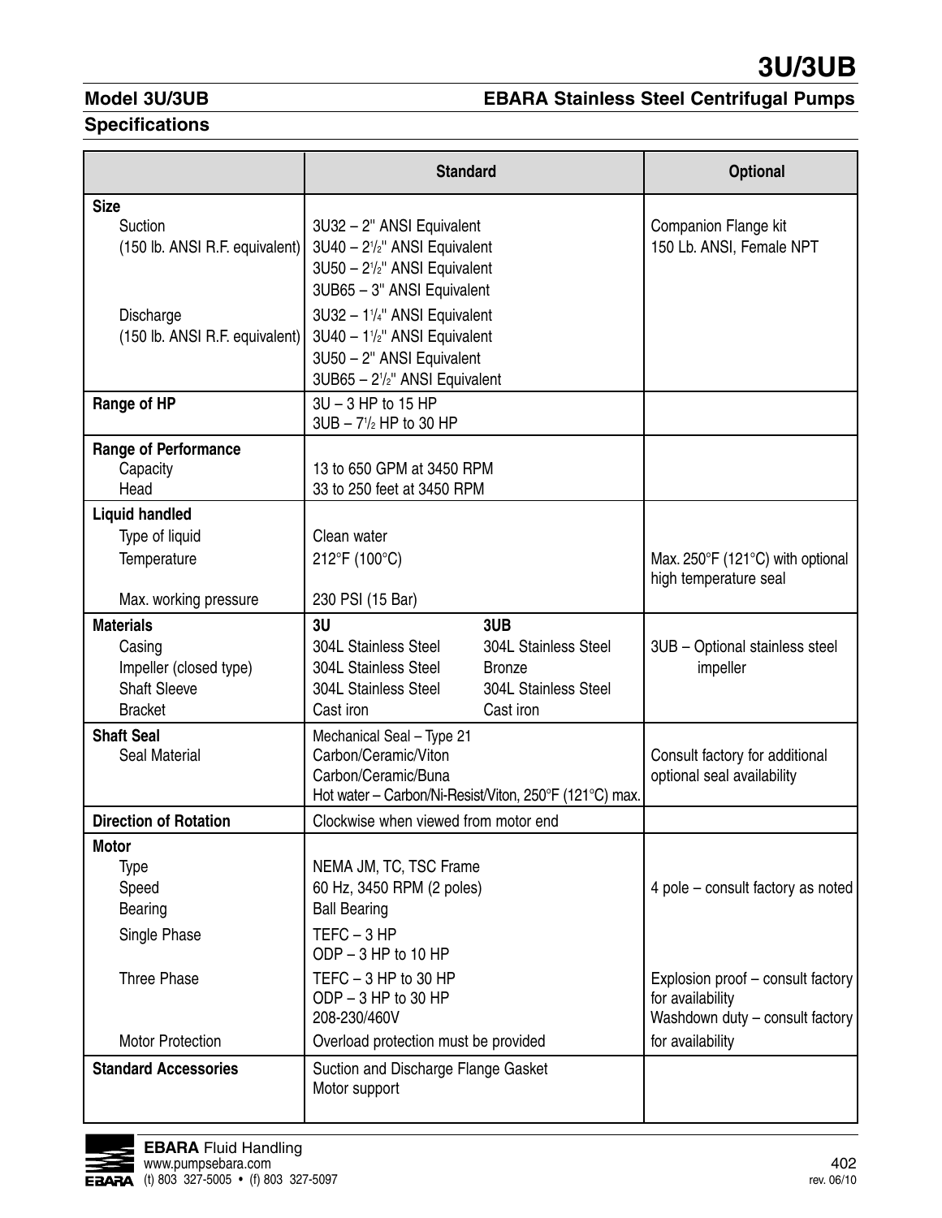# 3U/3UB

## Model 3U/3UB

## EBARA Stainless Steel Centrifugal Pumps

### Specifications

| | Standard | Optional |
|---|---|---|
| **Size** | | |
| Suction (150 lb. ANSI R.F. equivalent) | 3U32 – 2" ANSI Equivalent<br>3U40 – 2½" ANSI Equivalent<br>3U50 – 2½" ANSI Equivalent<br>3UB65 – 3" ANSI Equivalent | Companion Flange kit<br>150 Lb. ANSI, Female NPT |
| Discharge (150 lb. ANSI R.F. equivalent) | 3U32 – 1¼" ANSI Equivalent<br>3U40 – 1½" ANSI Equivalent<br>3U50 – 2" ANSI Equivalent<br>3UB65 – 2½" ANSI Equivalent | |
| **Range of HP** | 3U – 3 HP to 15 HP<br>3UB – 7½ HP to 30 HP | |
| **Range of Performance** | | |
| Capacity | 13 to 650 GPM at 3450 RPM | |
| Head | 33 to 250 feet at 3450 RPM | |
| **Liquid handled** | | |
| Type of liquid | Clean water | |
| Temperature | 212°F (100°C) | Max. 250°F (121°C) with optional high temperature seal |
| Max. working pressure | 230 PSI (15 Bar) | |
| **Materials** | 3U / 3UB | |
| Casing | 304L Stainless Steel / 304L Stainless Steel | 3UB – Optional stainless steel impeller |
| Impeller (closed type) | 304L Stainless Steel / Bronze | |
| Shaft Sleeve | 304L Stainless Steel / 304L Stainless Steel | |
| Bracket | Cast iron / Cast iron | |
| **Shaft Seal** | Mechanical Seal – Type 21 | |
| Seal Material | Carbon/Ceramic/Viton<br>Carbon/Ceramic/Buna<br>Hot water – Carbon/Ni-Resist/Viton, 250°F (121°C) max. | Consult factory for additional optional seal availability |
| **Direction of Rotation** | Clockwise when viewed from motor end | |
| **Motor** | | |
| Type | NEMA JM, TC, TSC Frame | |
| Speed | 60 Hz, 3450 RPM (2 poles) | 4 pole – consult factory as noted |
| Bearing | Ball Bearing | |
| Single Phase | TEFC – 3 HP<br>ODP – 3 HP to 10 HP | |
| Three Phase | TEFC – 3 HP to 30 HP<br>ODP – 3 HP to 30 HP<br>208-230/460V | Explosion proof – consult factory for availability<br>Washdown duty – consult factory for availability |
| Motor Protection | Overload protection must be provided | |
| **Standard Accessories** | Suction and Discharge Flange Gasket<br>Motor support | |

**EBARA** Fluid Handling
www.pumpsebara.com
(t) 803 327-5005 • (f) 803 327-5097

rev. 06/10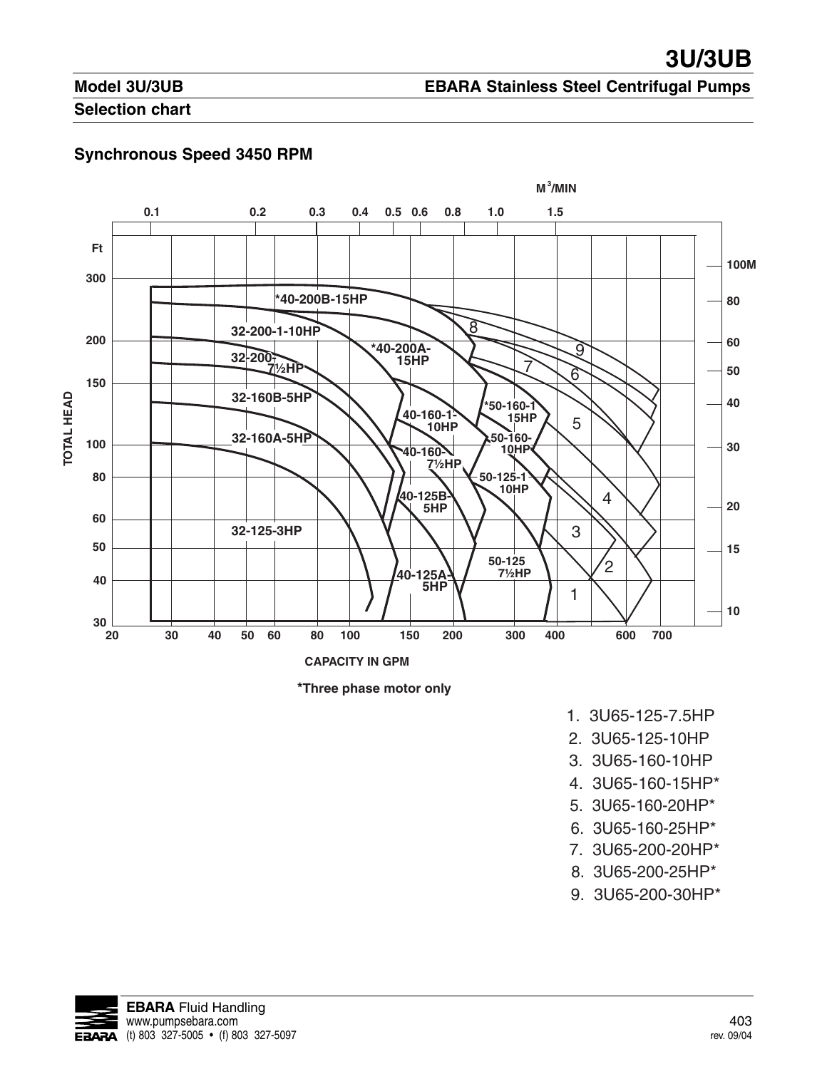# 3U/3UB

## Model 3U/3UB

## EBARA Stainless Steel Centrifugal Pumps

### Selection chart

### Synchronous Speed 3450 RPM

M[3]/MIN

0.1 0.2 0.3 0.4 0.5 0.6 0.8 1.0 1.5

TOTAL HEAD (Ft): 30, 40, 50, 60, 80, 100, 150, 200, 300

(M): 10, 15, 20, 30, 40, 50, 60, 80, 100M

*40-200B-15HP
32-200-1-10HP
*40-200A-15HP
32-200-7½HP
32-160B-5HP
40-160-1-10HP
*50-160-1 15HP
32-160A-5HP
50-160-10HP
40-160-7½HP
50-125-1 10HP
40-125B-5HP
32-125-3HP
50-125 7½HP
40-125A-5HP

1, 2, 3, 4, 5, 6, 7, 8, 9

20 30 40 50 60 80 100 150 200 300 400 600 700

CAPACITY IN GPM

*Three phase motor only

1. 3U65-125-7.5HP
2. 3U65-125-10HP
3. 3U65-160-10HP
4. 3U65-160-15HP*
5. 3U65-160-20HP*
6. 3U65-160-25HP*
7. 3U65-200-20HP*
8. 3U65-200-25HP*
9. 3U65-200-30HP*

**EBARA** Fluid Handling
www.pumpsebara.com
(t) 803 327-5005 • (f) 803 327-5097

rev. 09/04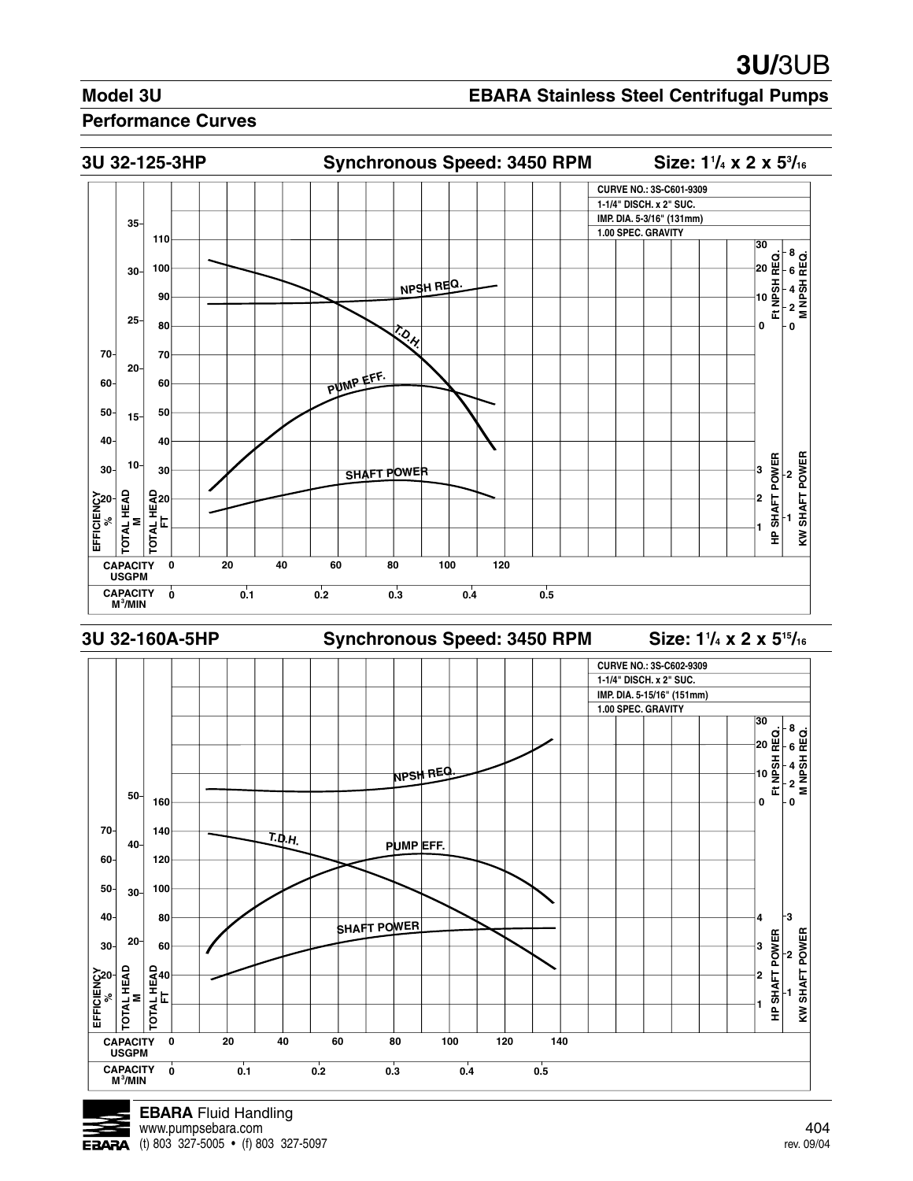# 3U/3UB

## Model 3U

## EBARA Stainless Steel Centrifugal Pumps

### Performance Curves

### 3U 32-125-3HP — Synchronous Speed: 3450 RPM — Size: 1¼ x 2 x 5³⁄₁₆

CURVE NO.: 3S-C601-9309
1-1/4" DISCH. x 2" SUC.
IMP. DIA. 5-3/16" (131mm)
1.00 SPEC. GRAVITY

Curves: NPSH REQ., T.D.H., PUMP EFF., SHAFT POWER

Axes: EFFICIENCY % (30–70); TOTAL HEAD M (10–35); TOTAL HEAD FT (20–110); Ft NPSH REQ. (0–30); M NPSH REQ. (0–8); HP SHAFT POWER (1–3); KW SHAFT POWER (1–2)

CAPACITY USGPM: 0, 20, 40, 60, 80, 100, 120
CAPACITY M³/MIN: 0, 0.1, 0.2, 0.3, 0.4, 0.5

### 3U 32-160A-5HP — Synchronous Speed: 3450 RPM — Size: 1¼ x 2 x 5¹⁵⁄₁₆

CURVE NO.: 3S-C602-9309
1-1/4" DISCH. x 2" SUC.
IMP. DIA. 5-15/16" (151mm)
1.00 SPEC. GRAVITY

Curves: NPSH REQ., T.D.H., PUMP EFF., SHAFT POWER

Axes: EFFICIENCY % (20–70); TOTAL HEAD M (20–50); TOTAL HEAD FT (40–160); Ft NPSH REQ. (0–30); M NPSH REQ. (0–8); HP SHAFT POWER (1–4); KW SHAFT POWER (1–3)

CAPACITY USGPM: 0, 20, 40, 60, 80, 100, 120, 140
CAPACITY M³/MIN: 0, 0.1, 0.2, 0.3, 0.4, 0.5

**EBARA** Fluid Handling
www.pumpsebara.com
(t) 803 327-5005 • (f) 803 327-5097

rev. 09/04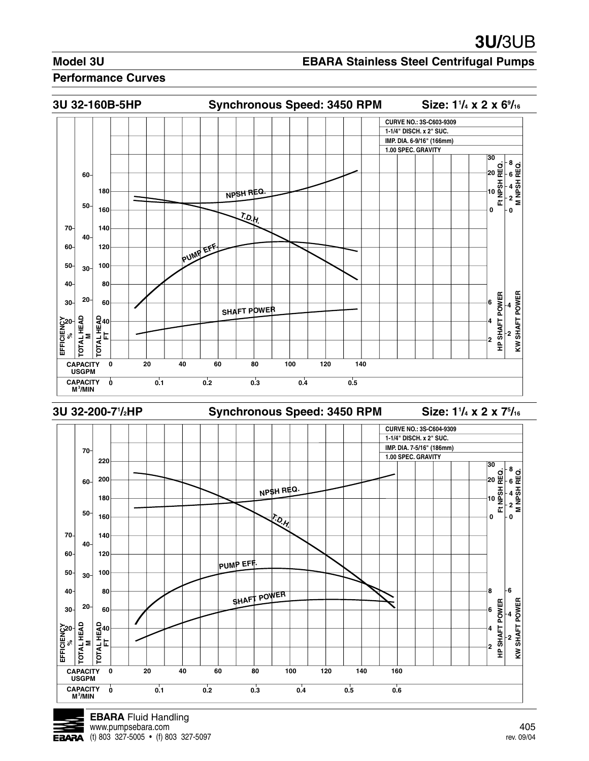# 3U/3UB

## Model 3U

## EBARA Stainless Steel Centrifugal Pumps

### Performance Curves

### 3U 32-160B-5HP — Synchronous Speed: 3450 RPM — Size: $1^1/_4$ x 2 x $6^9/_{16}$

CURVE NO.: 3S-C603-9309
1-1/4" DISCH. x 2" SUC.
IMP. DIA. 6-9/16" (166mm)
1.00 SPEC. GRAVITY

NPSH REQ.
T.D.H.
PUMP EFF.
SHAFT POWER

EFFICIENCY %: 20, 30, 40, 50, 60, 70
TOTAL HEAD M: 20, 30, 40, 50, 60
TOTAL HEAD FT: 40, 60, 80, 100, 120, 140, 160, 180
Ft NPSH REQ.: 0, 10, 20, 30
M NPSH REQ.: 0, 2, 4, 6, 8
HP SHAFT POWER: 2, 4, 6
KW SHAFT POWER: 2, 4

CAPACITY USGPM: 0, 20, 40, 60, 80, 100, 120, 140
CAPACITY $M^3$/MIN: 0, 0.1, 0.2, 0.3, 0.4, 0.5

### 3U 32-200-$7^1/_2$HP — Synchronous Speed: 3450 RPM — Size: $1^1/_4$ x 2 x $7^5/_{16}$

CURVE NO.: 3S-C604-9309
1-1/4" DISCH. x 2" SUC.
IMP. DIA. 7-5/16" (186mm)
1.00 SPEC. GRAVITY

NPSH REQ.
T.D.H.
PUMP EFF.
SHAFT POWER

EFFICIENCY %: 20, 30, 40, 50, 60, 70
TOTAL HEAD M: 20, 30, 40, 50, 60, 70
TOTAL HEAD FT: 40, 60, 80, 100, 120, 140, 160, 180, 200, 220
Ft NPSH REQ.: 0, 10, 20, 30
M NPSH REQ.: 0, 2, 4, 6, 8
HP SHAFT POWER: 2, 4, 6, 8
KW SHAFT POWER: 2, 4, 6

CAPACITY USGPM: 0, 20, 40, 60, 80, 100, 120, 140, 160
CAPACITY $M^3$/MIN: 0, 0.1, 0.2, 0.3, 0.4, 0.5, 0.6

**EBARA** Fluid Handling
www.pumpsebara.com
(t) 803 327-5005 • (f) 803 327-5097

rev. 09/04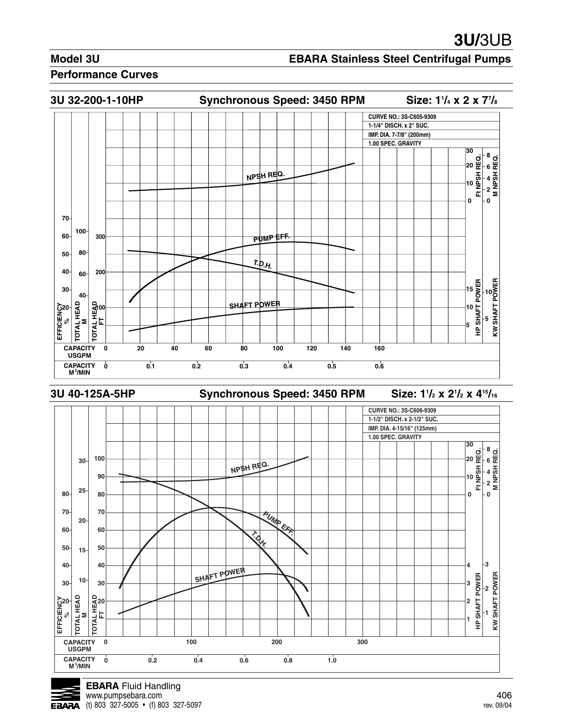# 3U/3UB

## Model 3U

## EBARA Stainless Steel Centrifugal Pumps

### Performance Curves

### 3U 32-200-1-10HP — Synchronous Speed: 3450 RPM — Size: 1¼ x 2 x 7⅞

CURVE NO.: 3S-C605-9309
1-1/4" DISCH. x 2" SUC.
IMP. DIA. 7-7/8" (200mm)
1.00 SPEC. GRAVITY

NPSH REQ.
PUMP EFF.
T.D.H.
SHAFT POWER

EFFICIENCY %: 20, 30, 40, 50, 60, 70
TOTAL HEAD M: 40, 60, 80, 100
TOTAL HEAD FT: 100, 200, 300
Ft NPSH REQ.: 0, 10, 20, 30
M NPSH REQ.: 0, 2, 4, 6, 8
HP SHAFT POWER: 5, 10, 15
KW SHAFT POWER: 5, 10

CAPACITY USGPM: 0, 20, 40, 60, 80, 100, 120, 140, 160
CAPACITY $M^3$/MIN: 0, 0.1, 0.2, 0.3, 0.4, 0.5, 0.6

### 3U 40-125A-5HP — Synchronous Speed: 3450 RPM — Size: 1½ x 2½ x 4$^{15}$/$_{16}$

CURVE NO.: 3S-C606-9309
1-1/2" DISCH. x 2-1/2" SUC.
IMP. DIA. 4-15/16" (125mm)
1.00 SPEC. GRAVITY

NPSH REQ.
PUMP EFF.
T.D.H.
SHAFT POWER

EFFICIENCY %: 20, 30, 40, 50, 60, 70, 80
TOTAL HEAD M: 10, 15, 20, 25, 30
TOTAL HEAD FT: 20, 30, 40, 50, 60, 70, 80, 90, 100
Ft NPSH REQ.: 0, 10, 20, 30
M NPSH REQ.: 0, 2, 4, 6, 8
HP SHAFT POWER: 1, 2, 3, 4
KW SHAFT POWER: 1, 2, 3

CAPACITY USGPM: 0, 100, 200, 300
CAPACITY $M^3$/MIN: 0, 0.2, 0.4, 0.6, 0.8, 1.0

**EBARA** Fluid Handling
www.pumpsebara.com
(t) 803 327-5005 • (f) 803 327-5097

rev. 09/04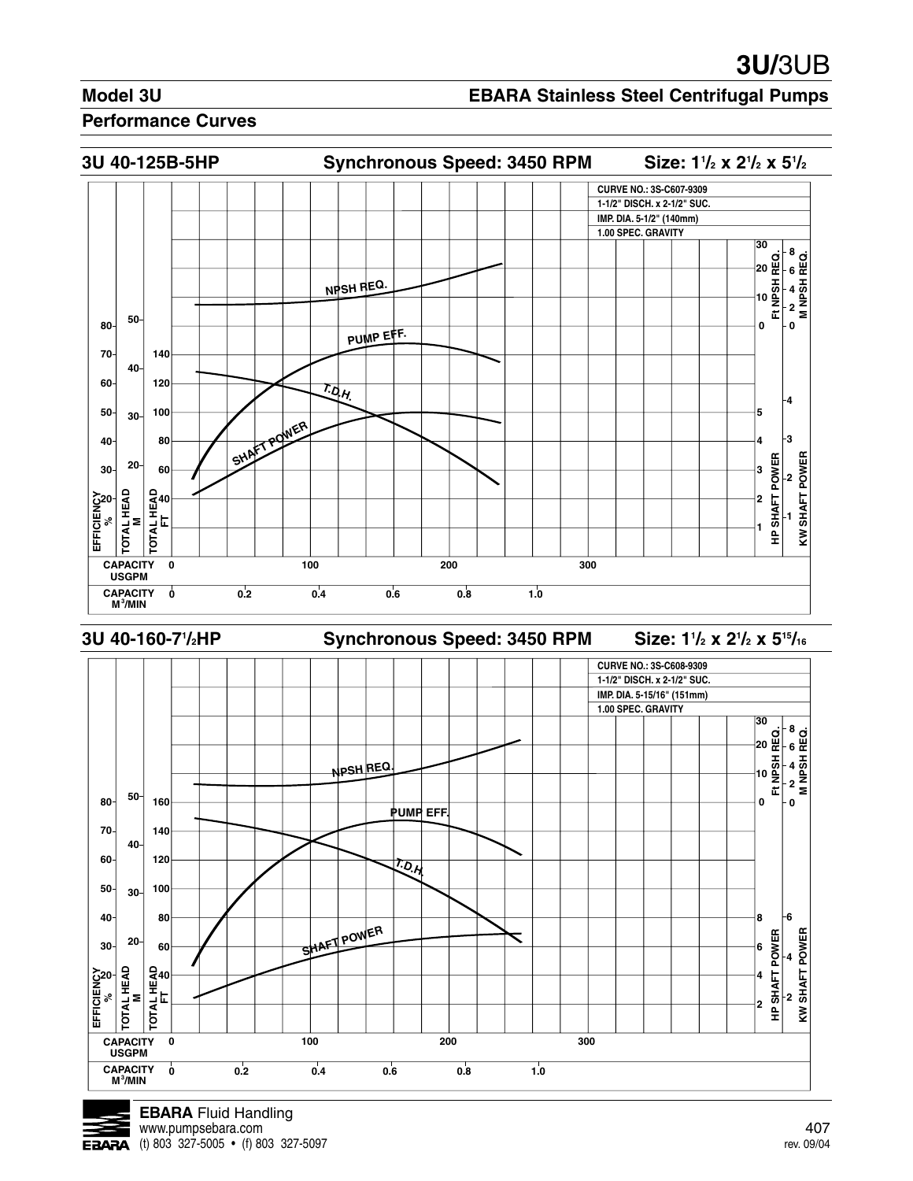# 3U/3UB

## Model 3U

## EBARA Stainless Steel Centrifugal Pumps

### Performance Curves

### 3U 40-125B-5HP — Synchronous Speed: 3450 RPM — Size: 1½ x 2½ x 5½

CURVE NO.: 3S-C607-9309
1-1/2" DISCH. x 2-1/2" SUC.
IMP. DIA. 5-1/2" (140mm)
1.00 SPEC. GRAVITY

NPSH REQ.

PUMP EFF.

T.D.H.

SHAFT POWER

EFFICIENCY % | TOTAL HEAD M | TOTAL HEAD FT | Ft NPSH REQ. | M NPSH REQ. | HP SHAFT POWER | KW SHAFT POWER

CAPACITY USGPM: 0, 100, 200, 300

CAPACITY $M^3$/MIN: 0, 0.2, 0.4, 0.6, 0.8, 1.0

### 3U 40-160-7½HP — Synchronous Speed: 3450 RPM — Size: 1½ x 2½ x 5¹⁵⁄₁₆

CURVE NO.: 3S-C608-9309
1-1/2" DISCH. x 2-1/2" SUC.
IMP. DIA. 5-15/16" (151mm)
1.00 SPEC. GRAVITY

NPSH REQ.

PUMP EFF.

T.D.H.

SHAFT POWER

EFFICIENCY % | TOTAL HEAD M | TOTAL HEAD FT | Ft NPSH REQ. | M NPSH REQ. | HP SHAFT POWER | KW SHAFT POWER

CAPACITY USGPM: 0, 100, 200, 300

CAPACITY $M^3$/MIN: 0, 0.2, 0.4, 0.6, 0.8, 1.0

**EBARA** Fluid Handling
www.pumpsebara.com
(t) 803 327-5005 • (f) 803 327-5097

rev. 09/04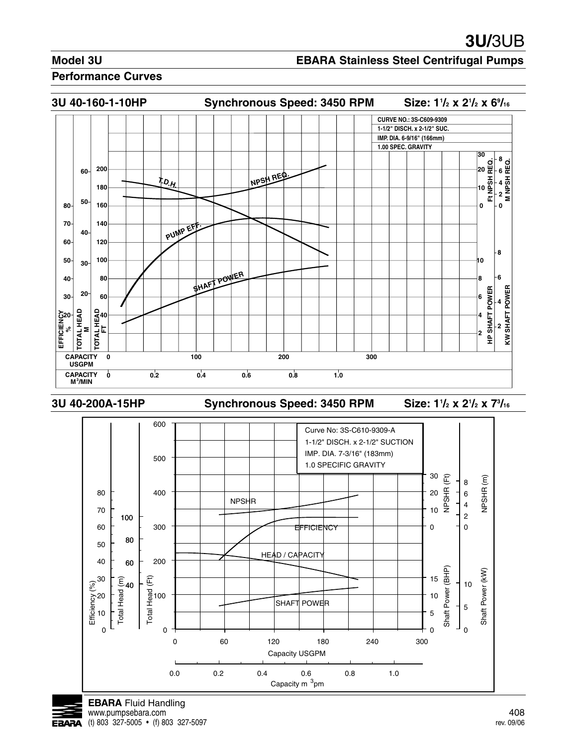## Model 3U

## EBARA Stainless Steel Centrifugal Pumps

### Performance Curves

### 3U 40-160-1-10HP — Synchronous Speed: 3450 RPM — Size: 1½ x 2½ x 6⁹⁄₁₆

CURVE NO.: 3S-C609-9309
1-1/2" DISCH. x 2-1/2" SUC.
IMP. DIA. 6-9/16" (166mm)
1.00 SPEC. GRAVITY

T.D.H.
NPSH REQ.
PUMP EFF.
SHAFT POWER

EFFICIENCY % | TOTAL HEAD M | TOTAL HEAD FT | Ft NPSH REQ. | M NPSH REQ. | HP SHAFT POWER | KW SHAFT POWER

CAPACITY USGPM: 0, 100, 200, 300

CAPACITY M³/MIN: 0, 0.2, 0.4, 0.6, 0.8, 1.0

### 3U 40-200A-15HP — Synchronous Speed: 3450 RPM — Size: 1½ x 2½ x 7³⁄₁₆

Curve No: 3S-C610-9309-A
1-1/2" DISCH. x 2-1/2" SUCTION
IMP. DIA. 7-3/16" (183mm)
1.0 SPECIFIC GRAVITY

NPSHR
EFFICIENCY
HEAD / CAPACITY
SHAFT POWER

Efficiency (%) | Total Head (m) | Total Head (Ft) | NPSHR (Ft) | NPSHR (m) | Shaft Power (BHP) | Shaft Power (kW)

Capacity USGPM: 0, 60, 120, 180, 240, 300

Capacity m³pm: 0.0, 0.2, 0.4, 0.6, 0.8, 1.0

**EBARA** Fluid Handling
www.pumpsebara.com
(t) 803 327-5005 • (f) 803 327-5097

rev. 09/06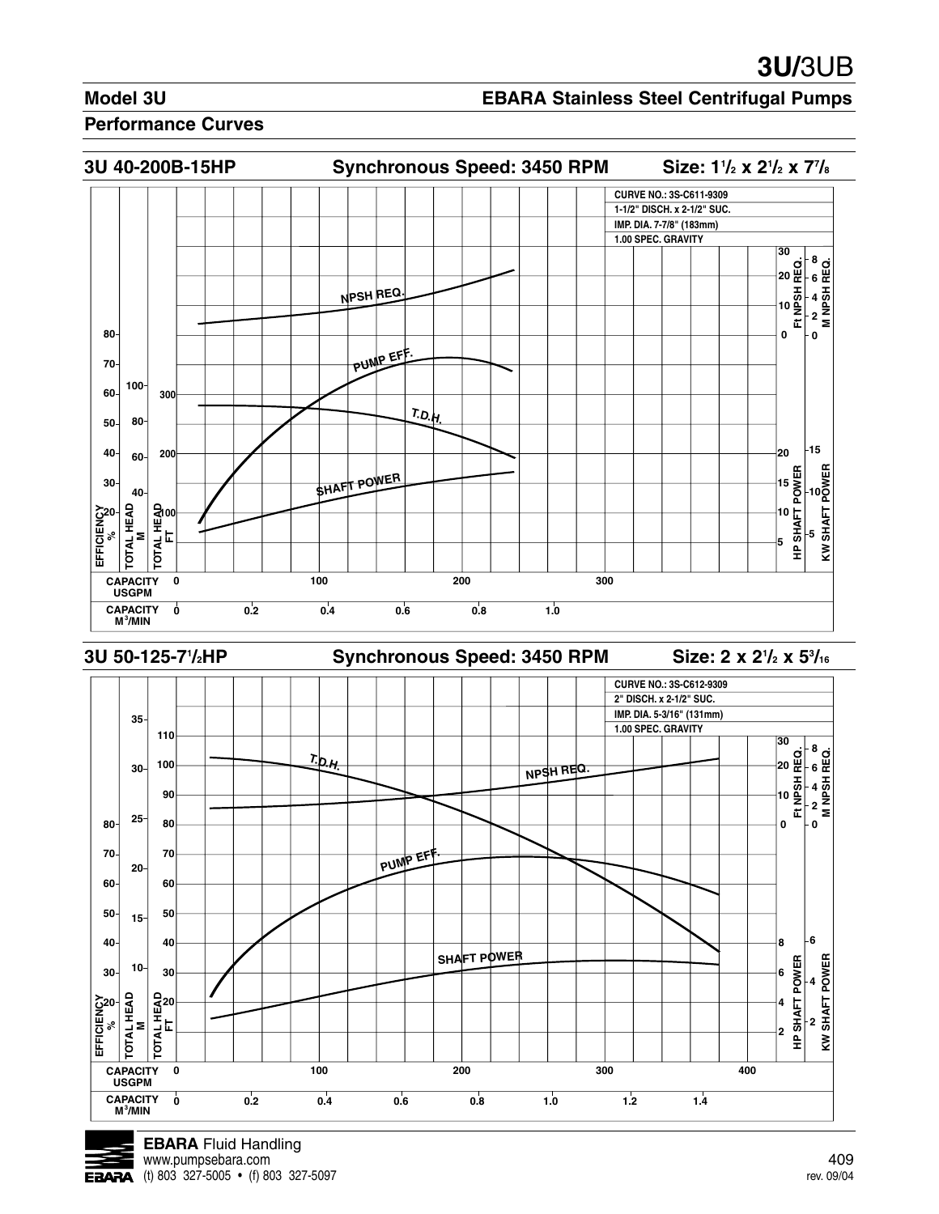# 3U/3UB

## Model 3U — EBARA Stainless Steel Centrifugal Pumps

### Performance Curves

### 3U 40-200B-15HP — Synchronous Speed: 3450 RPM — Size: $1\frac{1}{2}$ x $2\frac{1}{2}$ x $7\frac{7}{8}$

CURVE NO.: 3S-C611-9309
1-1/2" DISCH. x 2-1/2" SUC.
IMP. DIA. 7-7/8" (183mm)
1.00 SPEC. GRAVITY

NPSH REQ.
PUMP EFF.
T.D.H.
SHAFT POWER

EFFICIENCY %: 20, 30, 40, 50, 60, 70, 80
TOTAL HEAD M: 40, 60, 80, 100
TOTAL HEAD FT: 100, 200, 300
Ft NPSH REQ.: 0, 10, 20, 30
M NPSH REQ.: 0, 2, 4, 6, 8
HP SHAFT POWER: 5, 10, 15, 20
KW SHAFT POWER: 5, 10, 15

CAPACITY USGPM: 0, 100, 200, 300
CAPACITY $M^3$/MIN: 0, 0.2, 0.4, 0.6, 0.8, 1.0

### 3U 50-125-$7\frac{1}{2}$HP — Synchronous Speed: 3450 RPM — Size: 2 x $2\frac{1}{2}$ x $5\frac{3}{16}$

CURVE NO.: 3S-C612-9309
2" DISCH. x 2-1/2" SUC.
IMP. DIA. 5-3/16" (131mm)
1.00 SPEC. GRAVITY

T.D.H.
NPSH REQ.
PUMP EFF.
SHAFT POWER

EFFICIENCY %: 20, 30, 40, 50, 60, 70, 80
TOTAL HEAD M: 10, 15, 20, 25, 30, 35
TOTAL HEAD FT: 20, 30, 40, 50, 60, 70, 80, 90, 100, 110
Ft NPSH REQ.: 0, 10, 20, 30
M NPSH REQ.: 0, 2, 4, 6, 8
HP SHAFT POWER: 2, 4, 6, 8
KW SHAFT POWER: 2, 4, 6

CAPACITY USGPM: 0, 100, 200, 300, 400
CAPACITY $M^3$/MIN: 0, 0.2, 0.4, 0.6, 0.8, 1.0, 1.2, 1.4

**EBARA** Fluid Handling
www.pumpsebara.com
(t) 803 327-5005 • (f) 803 327-5097

rev. 09/04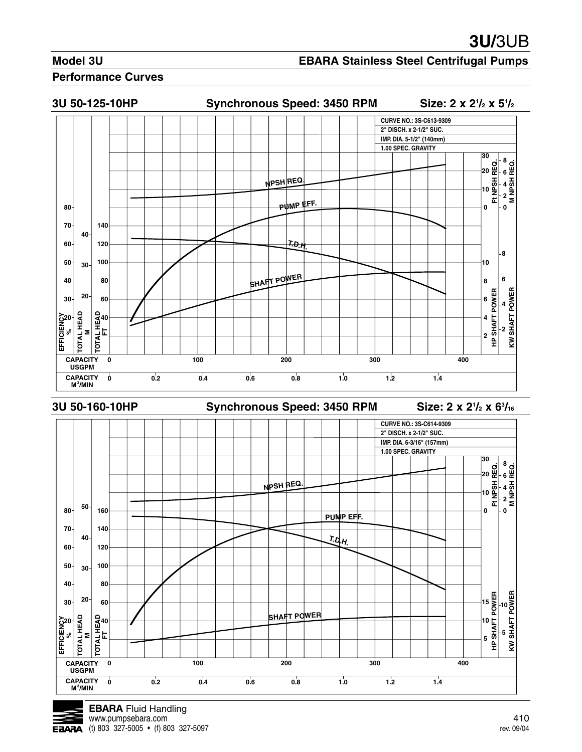## Model 3U — EBARA Stainless Steel Centrifugal Pumps

### Performance Curves

### 3U 50-125-10HP — Synchronous Speed: 3450 RPM — Size: 2 x 2½ x 5½

CURVE NO.: 3S-C613-9309
2" DISCH. x 2-1/2" SUC.
IMP. DIA. 5-1/2" (140mm)
1.00 SPEC. GRAVITY

NPSH REQ.
PUMP EFF.
T.D.H.
SHAFT POWER

EFFICIENCY % | TOTAL HEAD M | TOTAL HEAD FT | Ft NPSH REQ. | M NPSH REQ. | HP SHAFT POWER | KW SHAFT POWER

CAPACITY USGPM: 0, 100, 200, 300, 400
CAPACITY $M^3$/MIN: 0, 0.2, 0.4, 0.6, 0.8, 1.0, 1.2, 1.4

### 3U 50-160-10HP — Synchronous Speed: 3450 RPM — Size: 2 x 2½ x 6$^3/_{16}$

CURVE NO.: 3S-C614-9309
2" DISCH. x 2-1/2" SUC.
IMP. DIA. 6-3/16" (157mm)
1.00 SPEC. GRAVITY

NPSH REQ.
PUMP EFF.
T.D.H.
SHAFT POWER

EFFICIENCY % | TOTAL HEAD M | TOTAL HEAD FT | Ft NPSH REQ. | M NPSH REQ. | HP SHAFT POWER | KW SHAFT POWER

CAPACITY USGPM: 0, 100, 200, 300, 400
CAPACITY $M^3$/MIN: 0, 0.2, 0.4, 0.6, 0.8, 1.0, 1.2, 1.4

**EBARA** Fluid Handling
www.pumpsebara.com
(t) 803 327-5005 • (f) 803 327-5097

rev. 09/04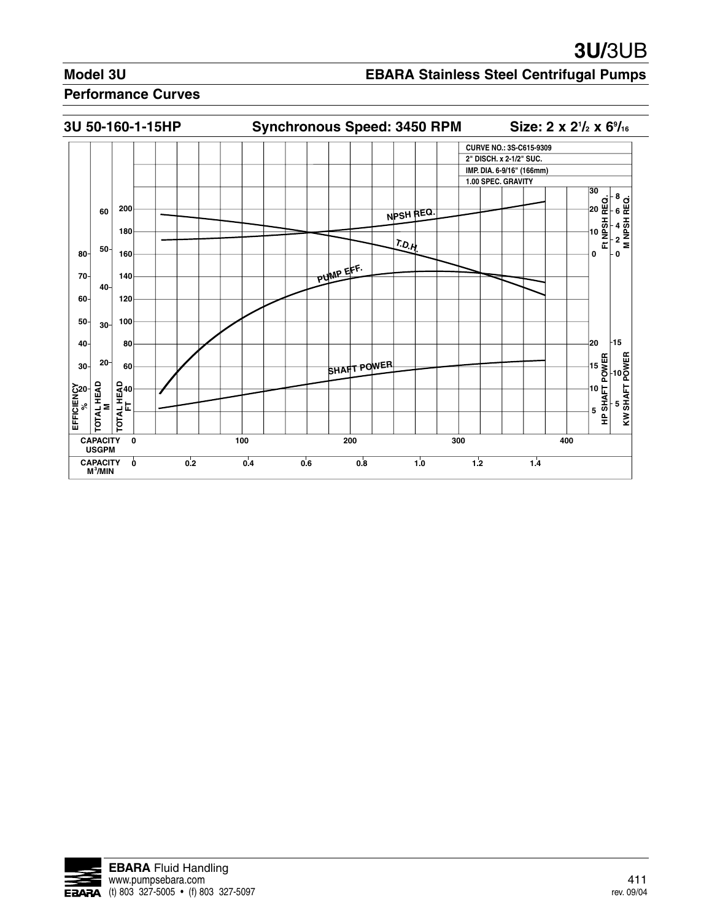# 3U/3UB

## Model 3U

## EBARA Stainless Steel Centrifugal Pumps

### Performance Curves

**3U 50-160-1-15HP** | **Synchronous Speed: 3450 RPM** | **Size: 2 x 2 1/2 x 6 9/16**

CURVE NO.: 3S-C615-9309
2" DISCH. x 2-1/2" SUC.
IMP. DIA. 6-9/16" (166mm)
1.00 SPEC. GRAVITY

NPSH REQ.
T.D.H.
PUMP EFF.
SHAFT POWER

EFFICIENCY %: 20, 30, 40, 50, 60, 70, 80
TOTAL HEAD M: 20, 30, 40, 50, 60
TOTAL HEAD FT: 40, 60, 80, 100, 120, 140, 160, 180, 200
Ft NPSH REQ.: 0, 10, 20, 30
M NPSH REQ.: 0, 2, 4, 6, 8
HP SHAFT POWER: 5, 10, 15, 20
KW SHAFT POWER: 5, 10, 15

CAPACITY USGPM: 0, 100, 200, 300, 400
CAPACITY $M^3$/MIN: 0, 0.2, 0.4, 0.6, 0.8, 1.0, 1.2, 1.4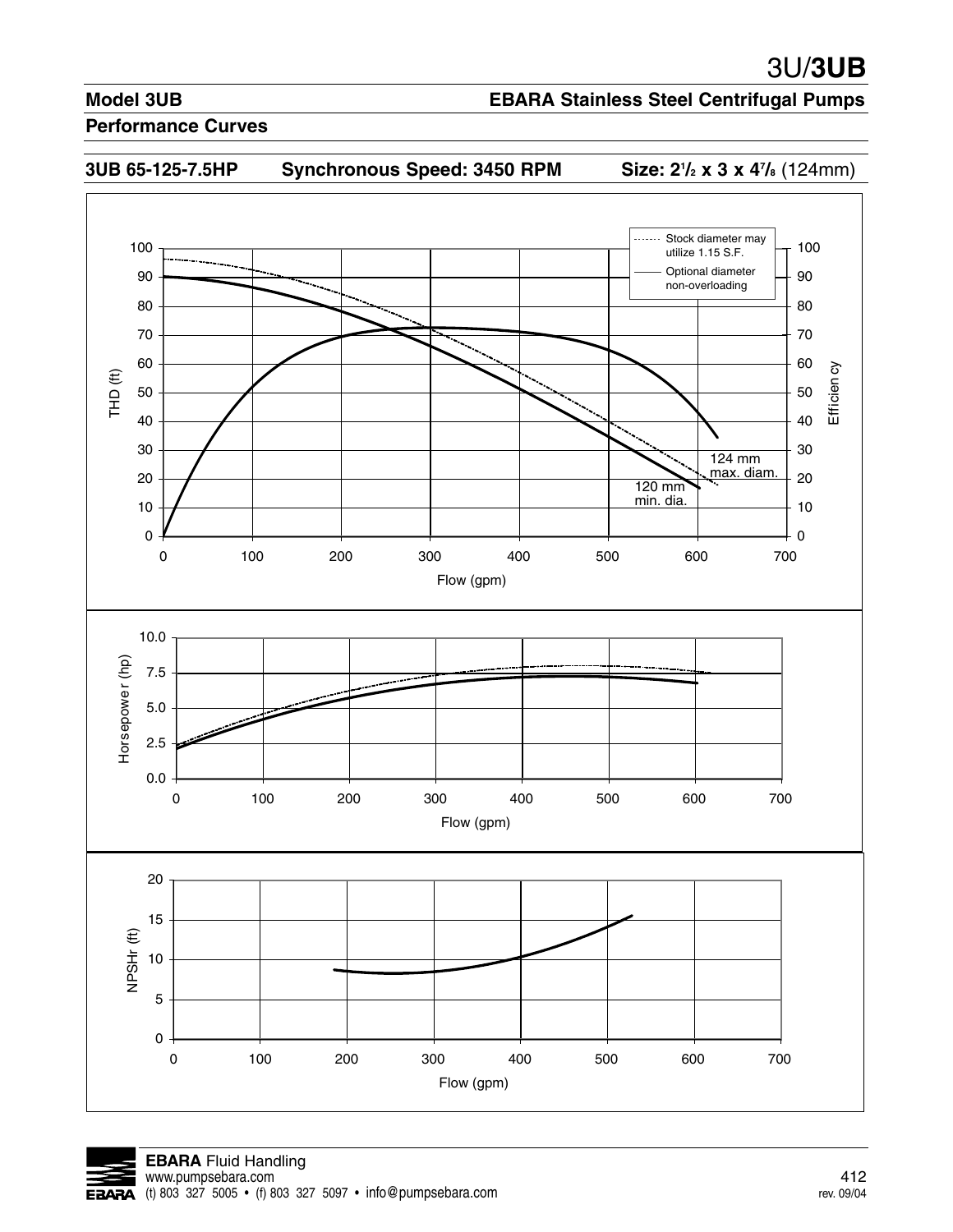## Model 3UB

## EBARA Stainless Steel Centrifugal Pumps

### Performance Curves

**3UB 65-125-7.5HP** **Synchronous Speed: 3450 RPM** **Size: 2½ x 3 x 4⅞** (124mm)

Stock diameter may utilize 1.15 S.F.

Optional diameter non-overloading

THD (ft)

Efficiency

124 mm max. diam.

120 mm min. dia.

Flow (gpm)

Horsepower (hp)

Flow (gpm)

NPSHr (ft)

Flow (gpm)

**EBARA** Fluid Handling
www.pumpsebara.com
(t) 803 327 5005 • (f) 803 327 5097 • info@pumpsebara.com

rev. 09/04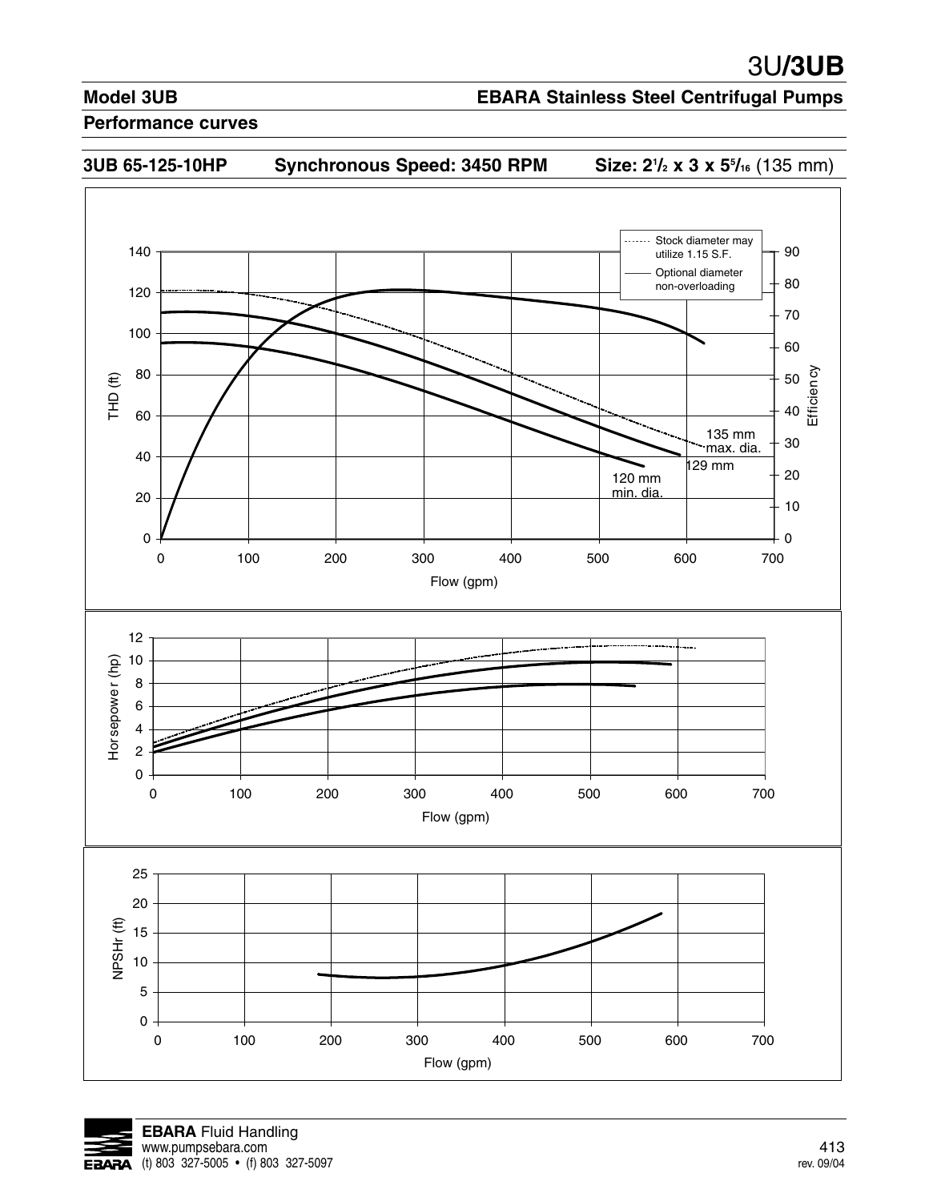## Model 3UB

**EBARA Stainless Steel Centrifugal Pumps**

### Performance curves

**3UB 65-125-10HP** **Synchronous Speed: 3450 RPM** **Size: 2½ x 3 x 5⁵⁄₁₆ (135 mm)**

Stock diameter may utilize 1.15 S.F.

Optional diameter non-overloading

THD (ft)

Efficiency

135 mm max. dia.

129 mm

120 mm min. dia.

Flow (gpm)

Horsepower (hp)

Flow (gpm)

NPSHr (ft)

Flow (gpm)

**EBARA** Fluid Handling
www.pumpsebara.com
(t) 803 327-5005 • (f) 803 327-5097

rev. 09/04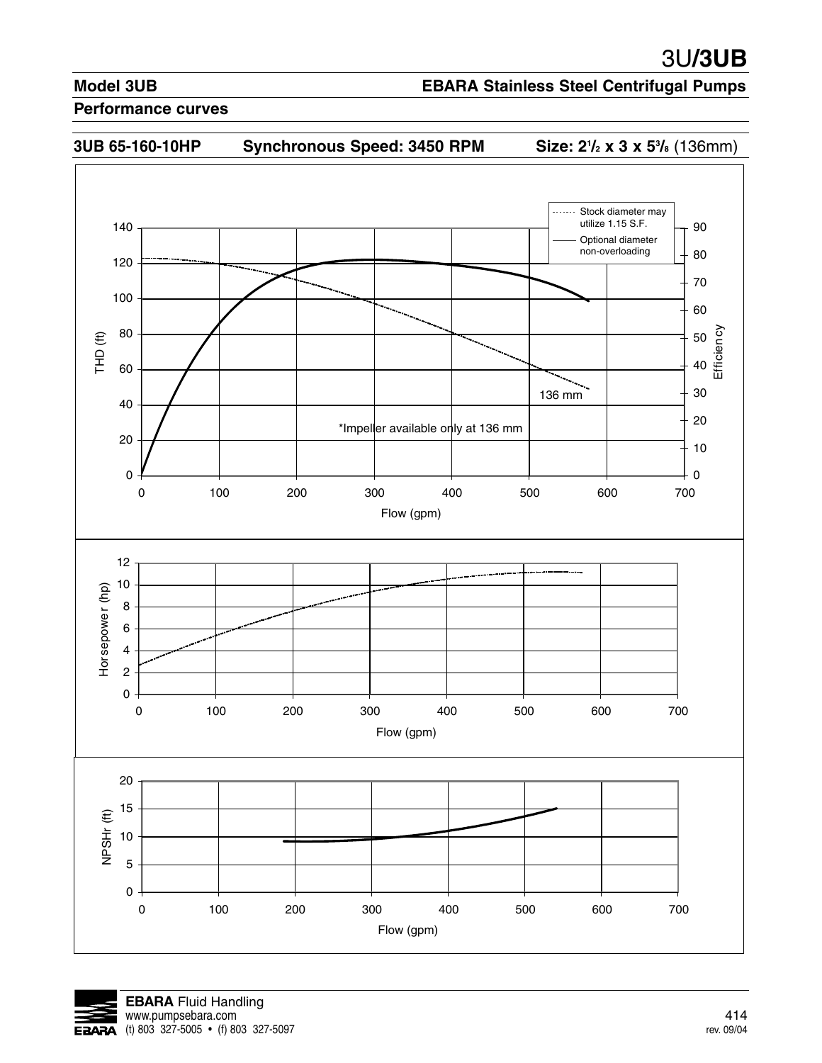# 3U/**3UB**

**Model 3UB** **EBARA Stainless Steel Centrifugal Pumps**

**Performance curves**

**3UB 65-160-10HP** **Synchronous Speed: 3450 RPM** **Size: 2½ x 3 x 5⅜** (136mm)

Stock diameter may utilize 1.15 S.F.

Optional diameter non-overloading

136 mm

*Impeller available only at 136 mm

THD (ft)

Efficiency

Flow (gpm)

Horsepower (hp)

Flow (gpm)

NPSHr (ft)

Flow (gpm)

**EBARA** Fluid Handling
www.pumpsebara.com
(t) 803 327-5005 • (f) 803 327-5097

rev. 09/04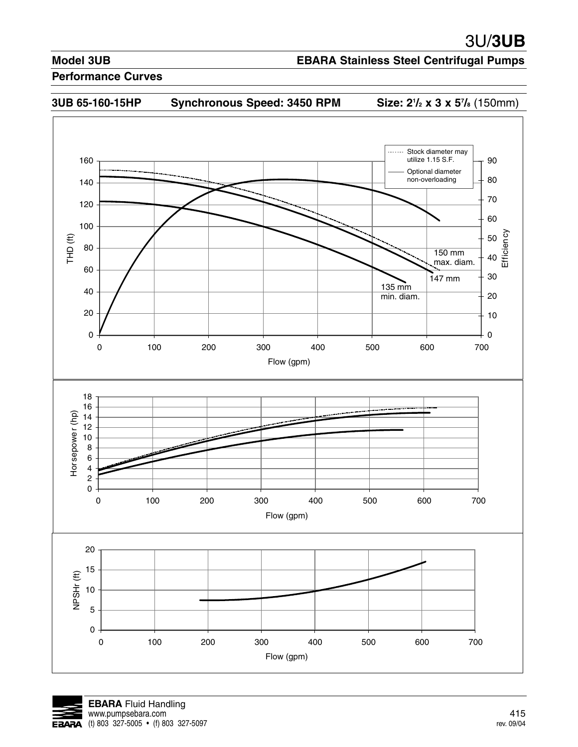# 3U/**3UB**

**Model 3UB** **EBARA Stainless Steel Centrifugal Pumps**

**Performance Curves**

**3UB 65-160-15HP** **Synchronous Speed: 3450 RPM** **Size: 2½ x 3 x 5⅞** (150mm)

Stock diameter may utilize 1.15 S.F.

Optional diameter non-overloading

THD (ft)

Efficiency

150 mm max. diam.

147 mm

135 mm min. diam.

Flow (gpm)

Horsepower (hp)

Flow (gpm)

NPSHr (ft)

Flow (gpm)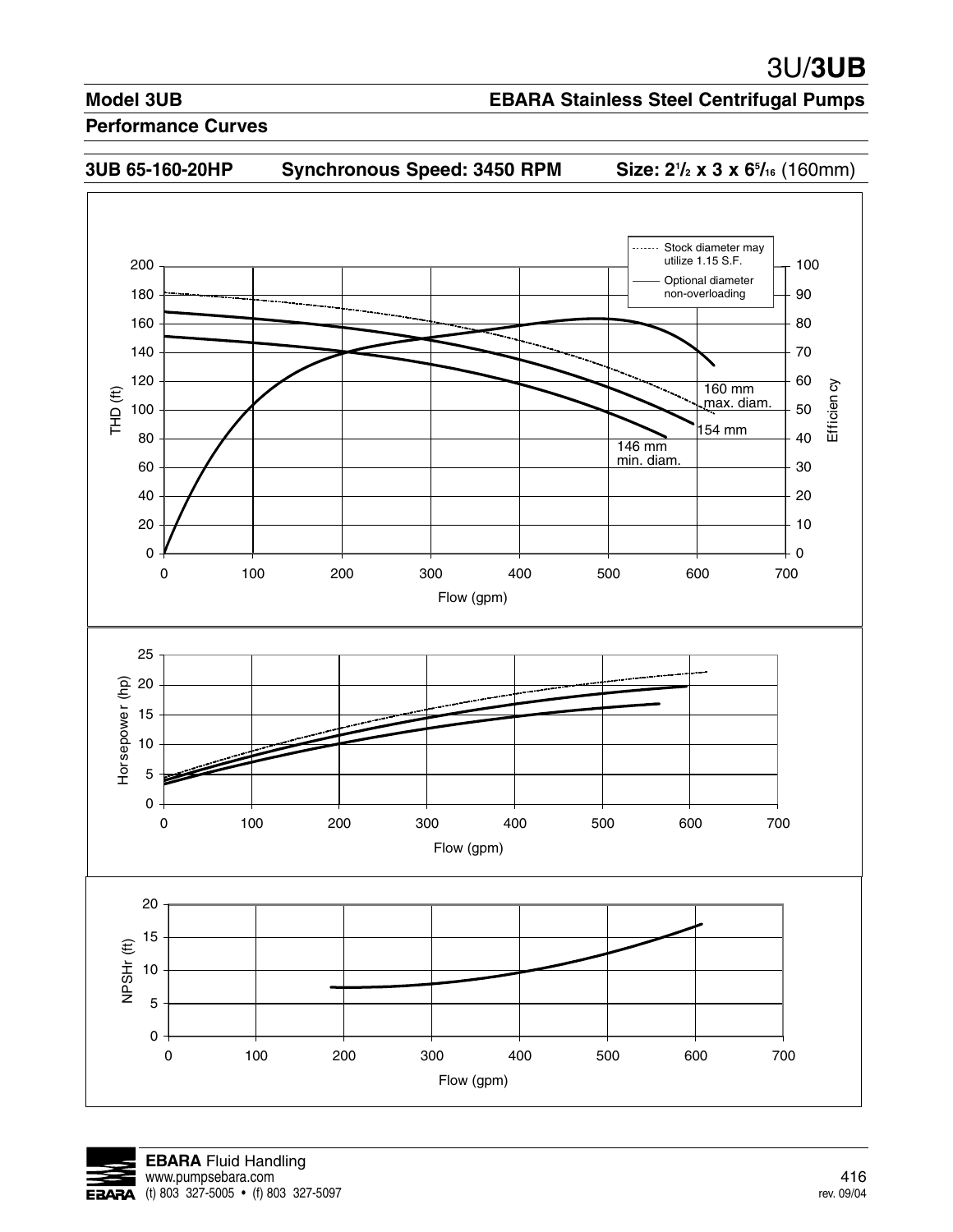## Model 3UB

**EBARA Stainless Steel Centrifugal Pumps**

### Performance Curves

**3UB 65-160-20HP** **Synchronous Speed: 3450 RPM** **Size: $2^1/_2$ x 3 x $6^5/_{16}$** (160mm)

Stock diameter may utilize 1.15 S.F.

Optional diameter non-overloading

THD (ft)

Efficiency

160 mm max. diam.

154 mm

146 mm min. diam.

Flow (gpm)

Horsepower (hp)

Flow (gpm)

NPSHr (ft)

Flow (gpm)

**EBARA** Fluid Handling
www.pumpsebara.com
(t) 803 327-5005 • (f) 803 327-5097

rev. 09/04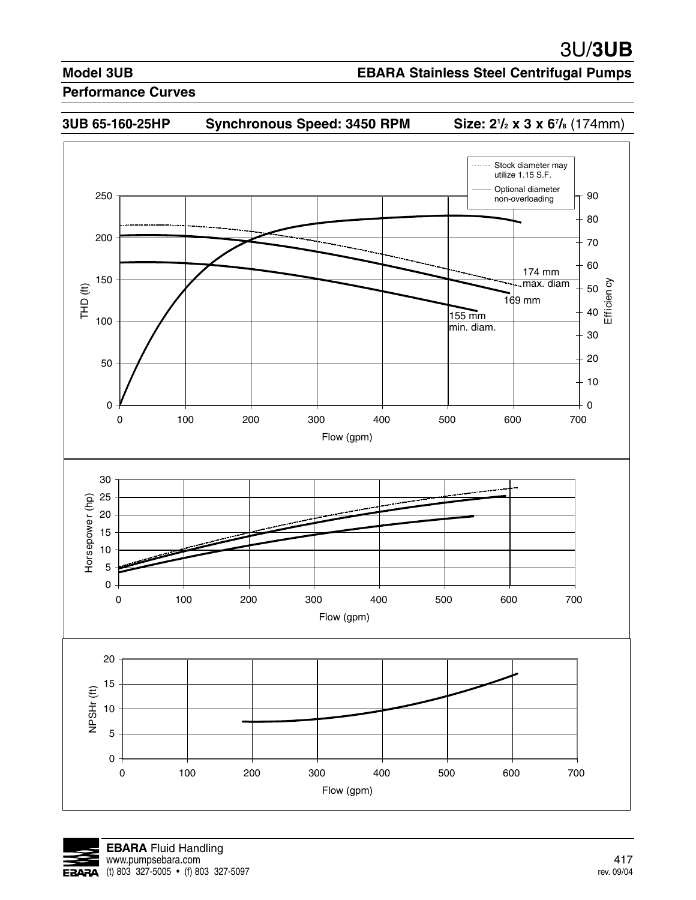## Model 3UB

## EBARA Stainless Steel Centrifugal Pumps

### Performance Curves

**3UB 65-160-25HP** **Synchronous Speed: 3450 RPM** **Size: 2½ x 3 x 6⅞** (174mm)

Stock diameter may utilize 1.15 S.F.

Optional diameter non-overloading

174 mm max. diam

169 mm

155 mm min. diam.

THD (ft)

Efficiency

Flow (gpm)

Horsepower (hp)

Flow (gpm)

NPSHr (ft)

Flow (gpm)

**EBARA** Fluid Handling
www.pumpsebara.com
(t) 803 327-5005 • (f) 803 327-5097

rev. 09/04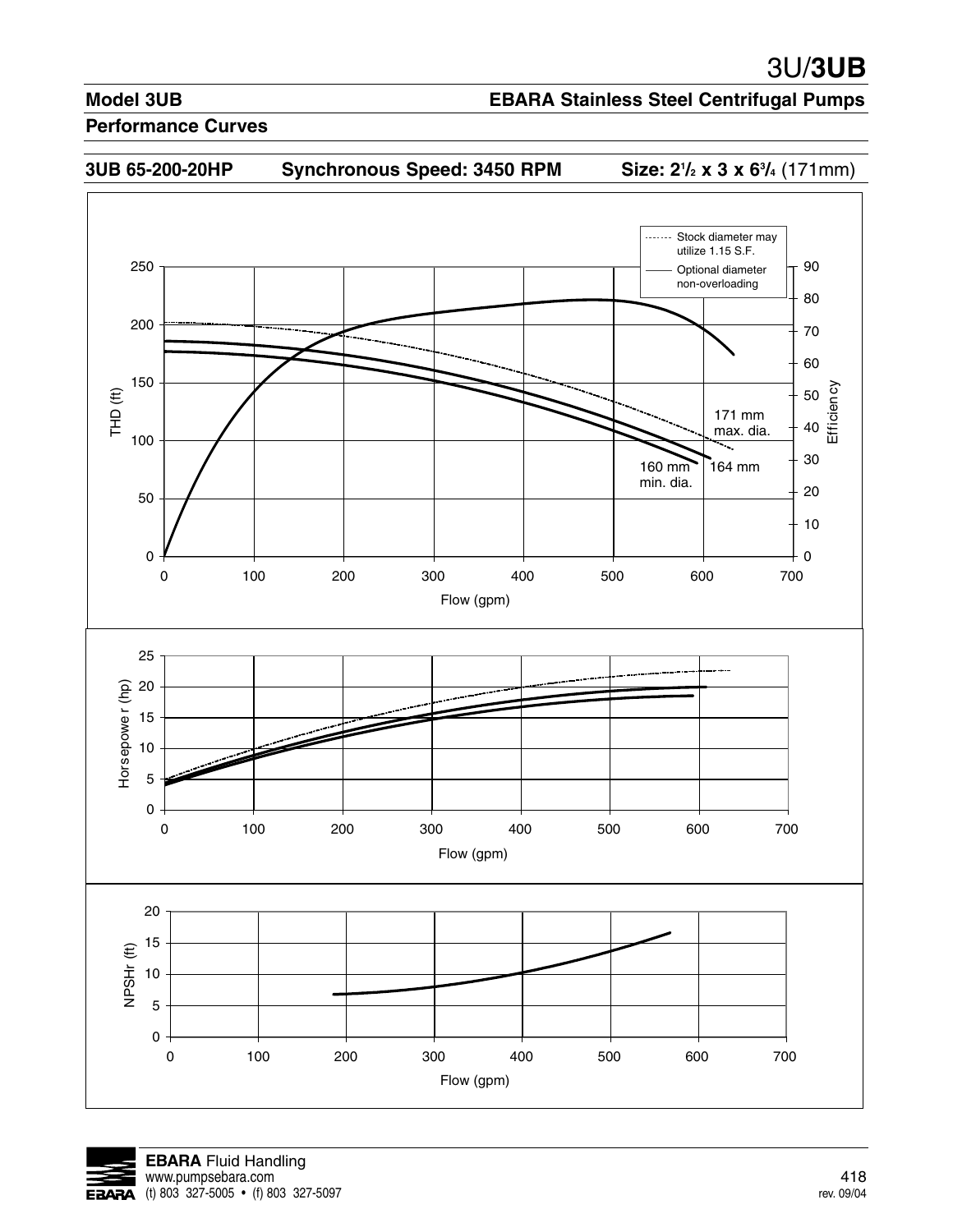# 3U/**3UB**

## Model 3UB

**EBARA Stainless Steel Centrifugal Pumps**

### Performance Curves

**3UB 65-200-20HP** **Synchronous Speed: 3450 RPM** **Size: 2½ x 3 x 6¾ (171mm)**

Stock diameter may utilize 1.15 S.F.

Optional diameter non-overloading

THD (ft)

Efficiency

171 mm max. dia.

164 mm

160 mm min. dia.

Flow (gpm)

Horsepower (hp)

Flow (gpm)

NPSHr (ft)

Flow (gpm)

**EBARA** Fluid Handling
www.pumpsebara.com
(t) 803 327-5005 • (f) 803 327-5097

rev. 09/04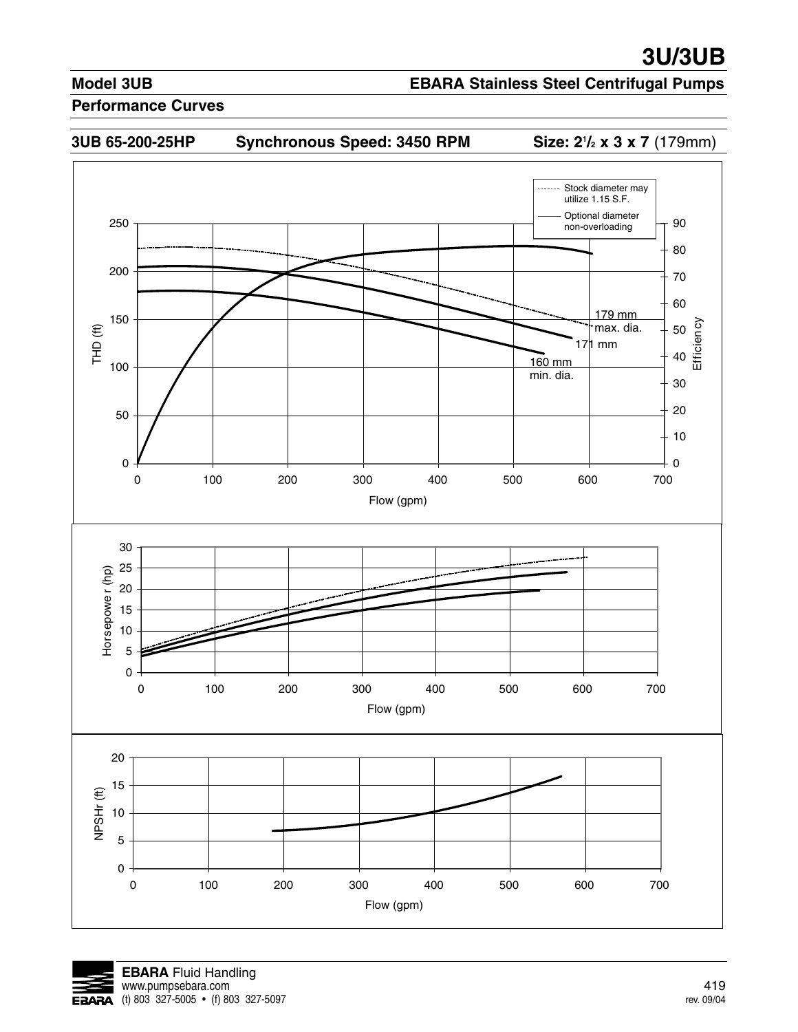# 3U/3UB

## Model 3UB

## EBARA Stainless Steel Centrifugal Pumps

### Performance Curves

**3UB 65-200-25HP** **Synchronous Speed: 3450 RPM** **Size: 2½ x 3 x 7** (179mm)

Stock diameter may utilize 1.15 S.F.

Optional diameter non-overloading

179 mm max. dia.

171 mm

160 mm min. dia.

THD (ft)

Efficiency

Flow (gpm)

Horsepower (hp)

Flow (gpm)

NPSHr (ft)

Flow (gpm)

**EBARA** Fluid Handling
www.pumpsebara.com
(t) 803 327-5005 • (f) 803 327-5097

rev. 09/04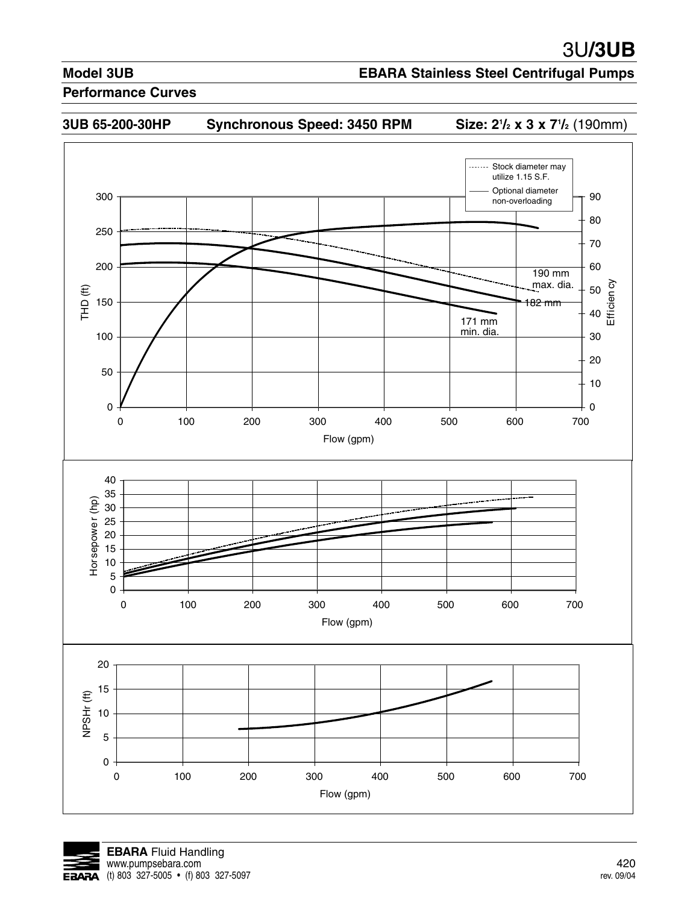# 3U/3UB

## Model 3UB — EBARA Stainless Steel Centrifugal Pumps

### Performance Curves

**3UB 65-200-30HP** **Synchronous Speed: 3450 RPM** **Size: 2½ x 3 x 7½** (190mm)

Stock diameter may utilize 1.15 S.F.
Optional diameter non-overloading

190 mm max. dia.
182 mm
171 mm min. dia.

THD (ft) — Efficiency — Flow (gpm)

Horsepower (hp) — Flow (gpm)

NPSHr (ft) — Flow (gpm)

**EBARA** Fluid Handling
www.pumpsebara.com
(t) 803 327-5005 • (f) 803 327-5097

rev. 09/04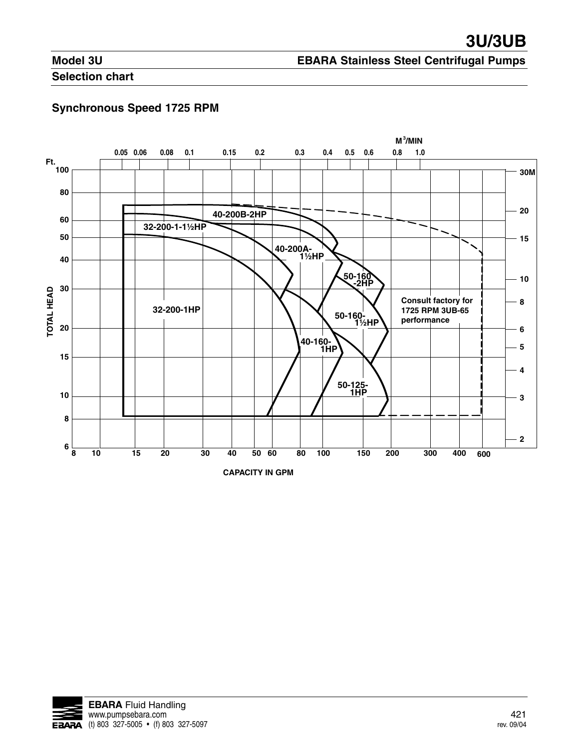# 3U/3UB

## Model 3U

## EBARA Stainless Steel Centrifugal Pumps

## Selection chart

### Synchronous Speed 1725 RPM

$M^3$/MIN

0.05 0.06 0.08 0.1 0.15 0.2 0.3 0.4 0.5 0.6 0.8 1.0

Ft.

100 80 60 50 40 30 20 15 10 8 6

30M 20 15 10 8 6 5 4 3 2

TOTAL HEAD

40-200B-2HP

32-200-1-1½HP

40-200A-1½HP

50-160-2HP

Consult factory for 1725 RPM 3UB-65 performance

32-200-1HP

50-160-1½HP

40-160-1HP

50-125-1HP

8 10 15 20 30 40 50 60 80 100 150 200 300 400 600

CAPACITY IN GPM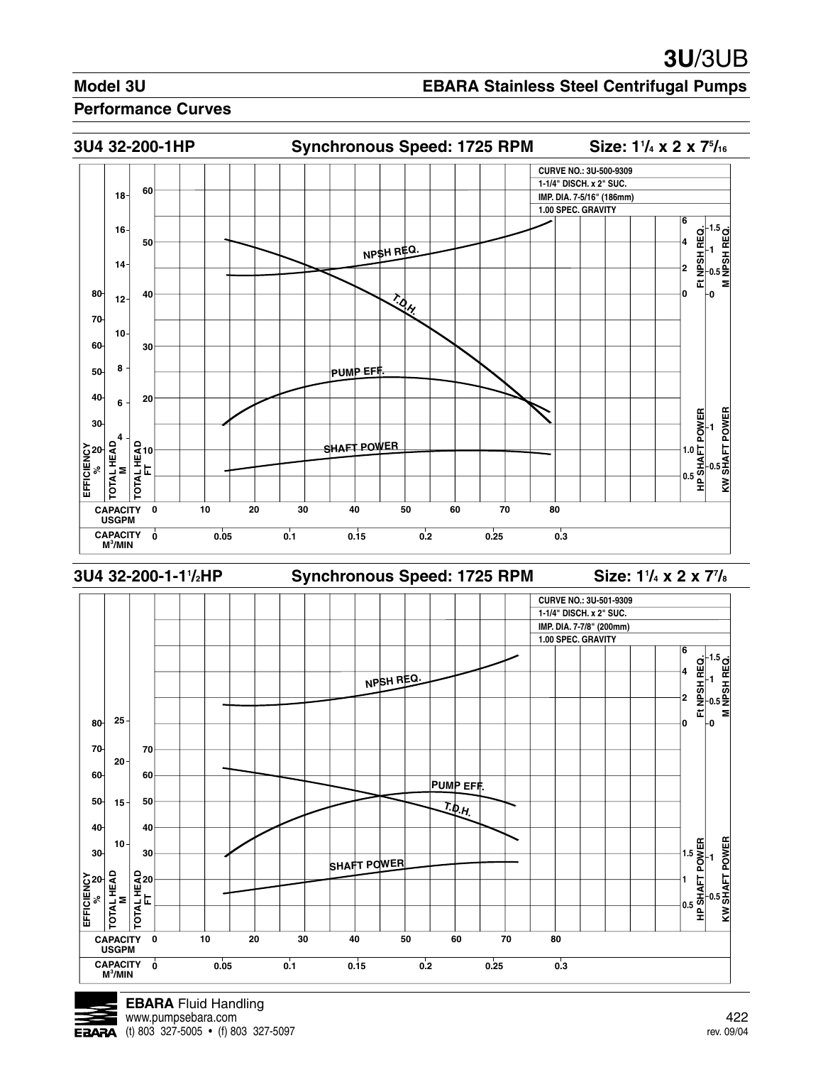# 3U/3UB

## Model 3U

## EBARA Stainless Steel Centrifugal Pumps

### Performance Curves

### 3U4 32-200-1HP — Synchronous Speed: 1725 RPM — Size: 1¼ x 2 x 7⁵⁄₁₆

CURVE NO.: 3U-500-9309
1-1/4" DISCH. x 2" SUC.
IMP. DIA. 7-5/16" (186mm)
1.00 SPEC. GRAVITY

NPSH REQ.
T.D.H.
PUMP EFF.
SHAFT POWER

EFFICIENCY %: 20, 30, 40, 50, 60, 70, 80
TOTAL HEAD M: 4, 6, 8, 10, 12, 14, 16, 18
TOTAL HEAD FT: 10, 20, 30, 40, 50, 60
Ft NPSH REQ.: 0, 2, 4, 6
M NPSH REQ.: 0, 0.5, 1, 1.5
HP SHAFT POWER: 0.5, 1.0
KW SHAFT POWER: 0.5, 1

CAPACITY USGPM: 0, 10, 20, 30, 40, 50, 60, 70, 80
CAPACITY M³/MIN: 0, 0.05, 0.1, 0.15, 0.2, 0.25, 0.3

### 3U4 32-200-1-1½HP — Synchronous Speed: 1725 RPM — Size: 1¼ x 2 x 7⅞

CURVE NO.: 3U-501-9309
1-1/4" DISCH. x 2" SUC.
IMP. DIA. 7-7/8" (200mm)
1.00 SPEC. GRAVITY

NPSH REQ.
PUMP EFF.
T.D.H.
SHAFT POWER

EFFICIENCY %: 20, 30, 40, 50, 60, 70, 80
TOTAL HEAD M: 10, 15, 20, 25
TOTAL HEAD FT: 20, 30, 40, 50, 60, 70
Ft NPSH REQ.: 0, 2, 4, 6
M NPSH REQ.: 0, 0.5, 1, 1.5
HP SHAFT POWER: 0.5, 1, 1.5
KW SHAFT POWER: 0.5, 1

CAPACITY USGPM: 0, 10, 20, 30, 40, 50, 60, 70, 80
CAPACITY M³/MIN: 0, 0.05, 0.1, 0.15, 0.2, 0.25, 0.3

**EBARA** Fluid Handling
www.pumpsebara.com
(t) 803 327-5005 • (f) 803 327-5097

rev. 09/04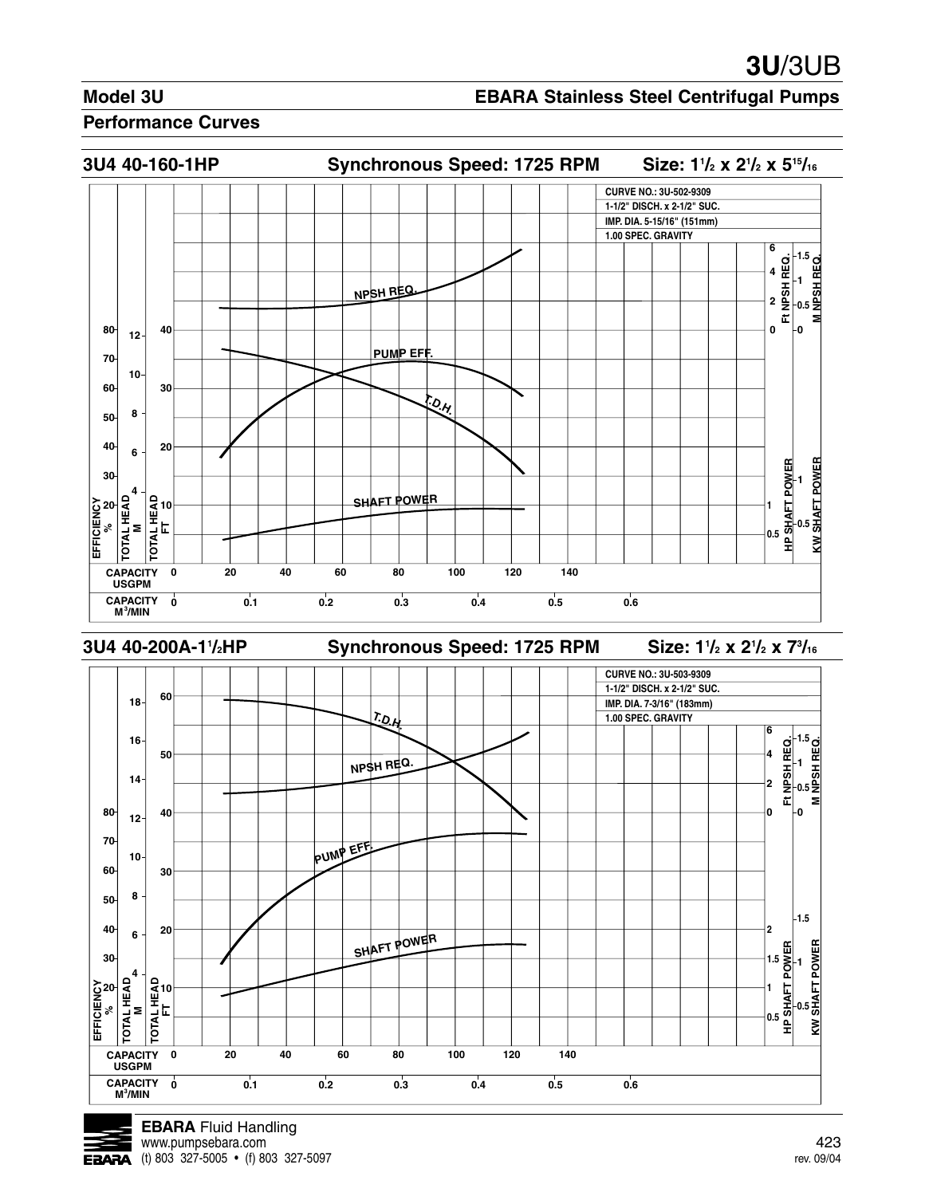# 3U/3UB

## Model 3U

**EBARA Stainless Steel Centrifugal Pumps**

### Performance Curves

### 3U4 40-160-1HP — Synchronous Speed: 1725 RPM — Size: 1½ x 2½ x 5 15/16

CURVE NO.: 3U-502-9309
1-1/2" DISCH. x 2-1/2" SUC.
IMP. DIA. 5-15/16" (151mm)
1.00 SPEC. GRAVITY

NPSH REQ.
PUMP EFF.
T.D.H.
SHAFT POWER

EFFICIENCY % | TOTAL HEAD M | TOTAL HEAD FT | Ft NPSH REQ. | M NPSH REQ. | HP SHAFT POWER | KW SHAFT POWER

CAPACITY USGPM: 0, 20, 40, 60, 80, 100, 120, 140
CAPACITY $M^3$/MIN: 0, 0.1, 0.2, 0.3, 0.4, 0.5, 0.6

### 3U4 40-200A-1½HP — Synchronous Speed: 1725 RPM — Size: 1½ x 2½ x 7 3/16

CURVE NO.: 3U-503-9309
1-1/2" DISCH. x 2-1/2" SUC.
IMP. DIA. 7-3/16" (183mm)
1.00 SPEC. GRAVITY

T.D.H.
NPSH REQ.
PUMP EFF.
SHAFT POWER

EFFICIENCY % | TOTAL HEAD M | TOTAL HEAD FT | Ft NPSH REQ. | M NPSH REQ. | HP SHAFT POWER | KW SHAFT POWER

CAPACITY USGPM: 0, 20, 40, 60, 80, 100, 120, 140
CAPACITY $M^3$/MIN: 0, 0.1, 0.2, 0.3, 0.4, 0.5, 0.6

**EBARA** Fluid Handling
www.pumpsebara.com
(t) 803 327-5005 • (f) 803 327-5097

rev. 09/04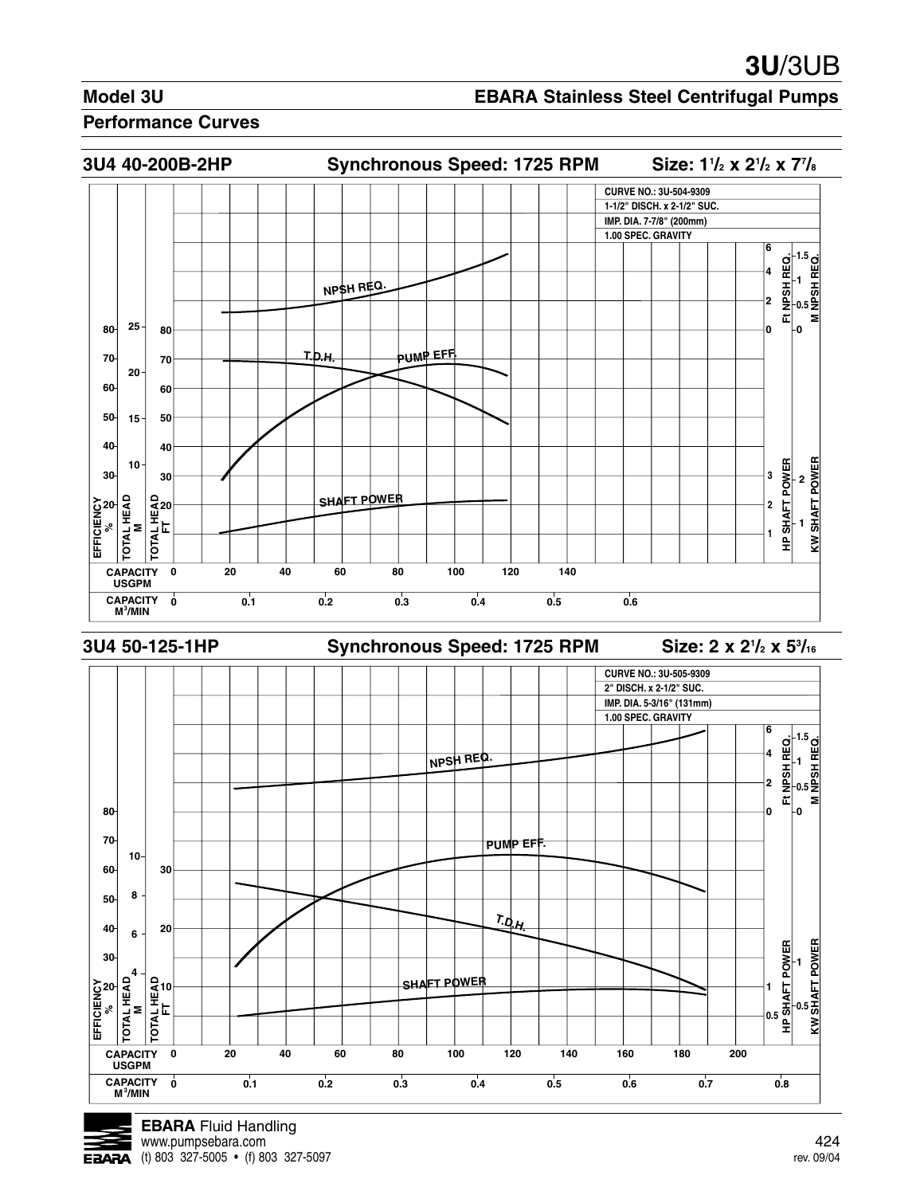# 3U/3UB

## Model 3U — EBARA Stainless Steel Centrifugal Pumps

### Performance Curves

### 3U4 40-200B-2HP — Synchronous Speed: 1725 RPM — Size: 1½ x 2½ x 7⅞

CURVE NO.: 3U-504-9309
1-1/2" DISCH. x 2-1/2" SUC.
IMP. DIA. 7-7/8" (200mm)
1.00 SPEC. GRAVITY

NPSH REQ.
T.D.H.
PUMP EFF.
SHAFT POWER

EFFICIENCY %: 20, 30, 40, 50, 60, 70, 80
TOTAL HEAD M: 10, 15, 20, 25
TOTAL HEAD FT: 20, 30, 40, 50, 60, 70, 80
Ft NPSH REQ.: 0, 2, 4, 6
M NPSH REQ.: 0, 0.5, 1, 1.5
HP SHAFT POWER: 1, 2, 3
KW SHAFT POWER: 1, 2

CAPACITY USGPM: 0, 20, 40, 60, 80, 100, 120, 140
CAPACITY M³/MIN: 0, 0.1, 0.2, 0.3, 0.4, 0.5, 0.6

### 3U4 50-125-1HP — Synchronous Speed: 1725 RPM — Size: 2 x 2½ x 5³⁄₁₆

CURVE NO.: 3U-505-9309
2" DISCH. x 2-1/2" SUC.
IMP. DIA. 5-3/16" (131mm)
1.00 SPEC. GRAVITY

NPSH REQ.
PUMP EFF.
T.D.H.
SHAFT POWER

EFFICIENCY %: 20, 30, 40, 50, 60, 70, 80
TOTAL HEAD M: 4, 6, 8, 10
TOTAL HEAD FT: 10, 20, 30
Ft NPSH REQ.: 0, 2, 4, 6
M NPSH REQ.: 0, 0.5, 1, 1.5
HP SHAFT POWER: 0.5, 1
KW SHAFT POWER: 0.5, 1

CAPACITY USGPM: 0, 20, 40, 60, 80, 100, 120, 140, 160, 180, 200
CAPACITY M³/MIN: 0, 0.1, 0.2, 0.3, 0.4, 0.5, 0.6, 0.7, 0.8

**EBARA** Fluid Handling
www.pumpsebara.com
(t) 803 327-5005 • (f) 803 327-5097

rev. 09/04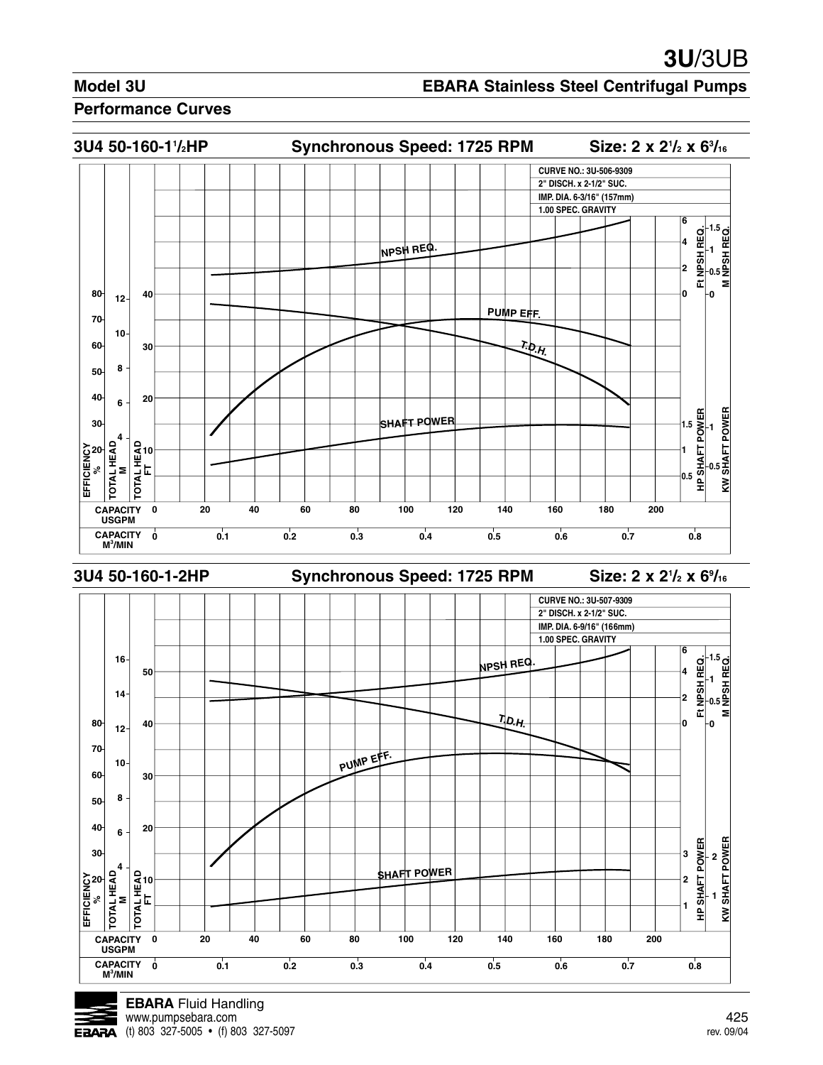# 3U/3UB

## Model 3U — EBARA Stainless Steel Centrifugal Pumps

### Performance Curves

#### 3U4 50-160-1½HP — Synchronous Speed: 1725 RPM — Size: 2 x 2½ x 6³/₁₆

CURVE NO.: 3U-506-9309
2" DISCH. x 2-1/2" SUC.
IMP. DIA. 6-3/16" (157mm)
1.00 SPEC. GRAVITY

NPSH REQ.
PUMP EFF.
T.D.H.
SHAFT POWER

EFFICIENCY %: 20, 30, 40, 50, 60, 70, 80
TOTAL HEAD M: 4, 6, 8, 10, 12
TOTAL HEAD FT: 10, 20, 30, 40
Ft NPSH REQ.: 0, 2, 4, 6
M NPSH REQ.: 0, 0.5, 1, 1.5
HP SHAFT POWER: 0.5, 1, 1.5
KW SHAFT POWER: 0.5, 1
CAPACITY USGPM: 0, 20, 40, 60, 80, 100, 120, 140, 160, 180, 200
CAPACITY M³/MIN: 0, 0.1, 0.2, 0.3, 0.4, 0.5, 0.6, 0.7, 0.8

#### 3U4 50-160-1-2HP — Synchronous Speed: 1725 RPM — Size: 2 x 2½ x 6⁹/₁₆

CURVE NO.: 3U-507-9309
2" DISCH. x 2-1/2" SUC.
IMP. DIA. 6-9/16" (166mm)
1.00 SPEC. GRAVITY

NPSH REQ.
T.D.H.
PUMP EFF.
SHAFT POWER

EFFICIENCY %: 20, 30, 40, 50, 60, 70, 80
TOTAL HEAD M: 4, 6, 8, 10, 12, 14, 16
TOTAL HEAD FT: 10, 20, 30, 40, 50
Ft NPSH REQ.: 0, 2, 4, 6
M NPSH REQ.: 0, 0.5, 1, 1.5
HP SHAFT POWER: 1, 2, 3
KW SHAFT POWER: 1, 2
CAPACITY USGPM: 0, 20, 40, 60, 80, 100, 120, 140, 160, 180, 200
CAPACITY M³/MIN: 0, 0.1, 0.2, 0.3, 0.4, 0.5, 0.6, 0.7, 0.8

**EBARA** Fluid Handling
www.pumpsebara.com
(t) 803 327-5005 • (f) 803 327-5097

rev. 09/04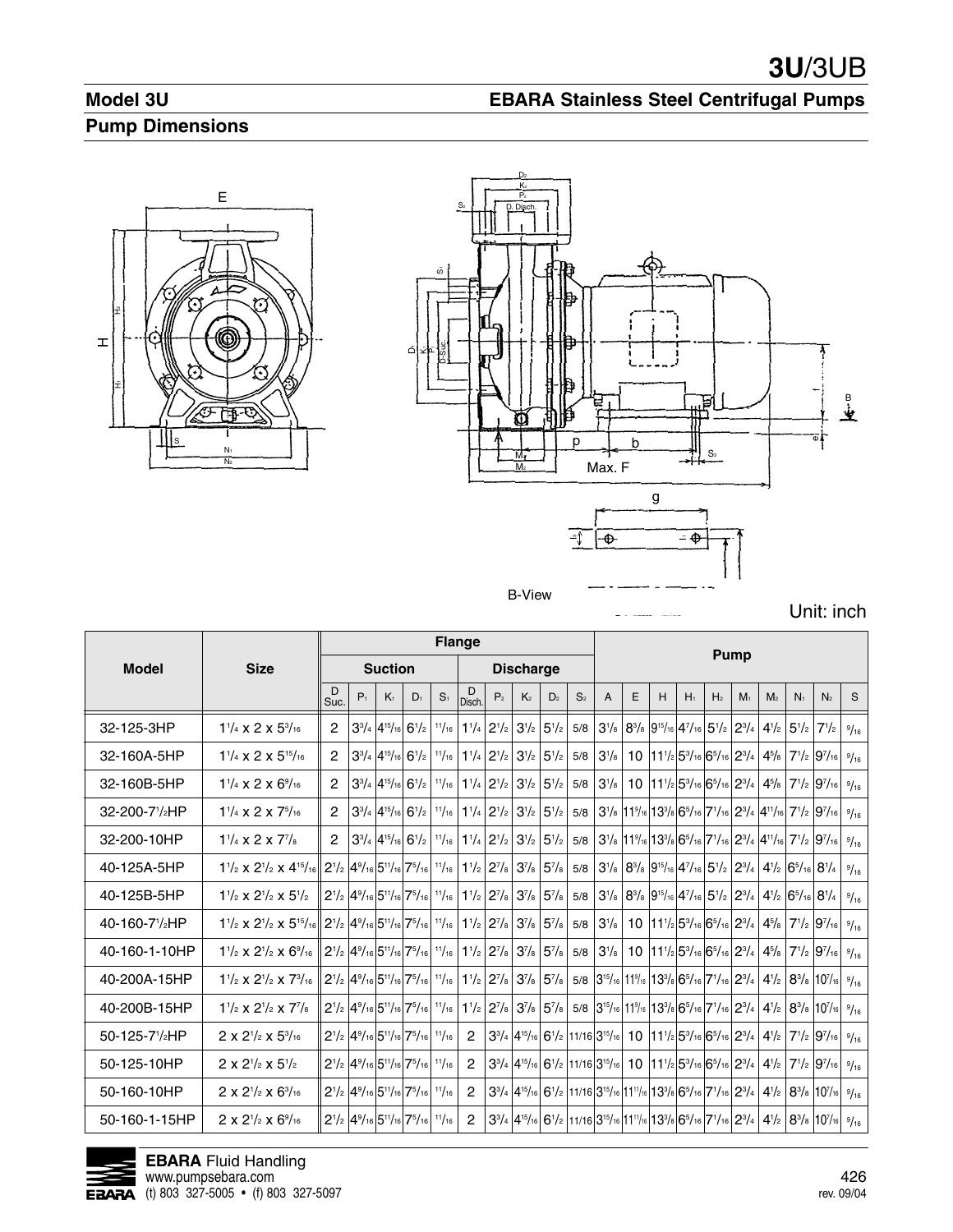# 3U/3UB

## Model 3U

## EBARA Stainless Steel Centrifugal Pumps

## Pump Dimensions

B-View

Unit: inch

| Model | Size | Flange | | | | | | | | | | Pump | | | | | | | | | | |
|---|---|---|---|---|---|---|---|---|---|---|---|---|---|---|---|---|---|---|---|---|---|---|
| | | Suction | | | | | Discharge | | | | | | | | | | | | | | | |
| | | D Suc. | $P_1$ | $K_1$ | $D_1$ | $S_1$ | D Disch. | $P_2$ | $K_2$ | $D_2$ | $S_2$ | A | E | H | $H_1$ | $H_2$ | $M_1$ | $M_2$ | $N_1$ | $N_2$ | S |
| 32-125-3HP | 1¹/₄ x 2 x 5³/₁₆ | 2 | 3³/₄ | 4¹⁵/₁₆ | 6¹/₂ | ¹¹/₁₆ | 1¹/₄ | 2¹/₂ | 3¹/₂ | 5¹/₂ | 5/8 | 3¹/₈ | 8³/₈ | 9¹⁵/₁₆ | 4⁷/₁₆ | 5¹/₂ | 2³/₄ | 4¹/₂ | 5¹/₂ | 7¹/₂ | ⁹/₁₆ |
| 32-160A-5HP | 1¹/₄ x 2 x 5¹⁵/₁₆ | 2 | 3³/₄ | 4¹⁵/₁₆ | 6¹/₂ | ¹¹/₁₆ | 1¹/₄ | 2¹/₂ | 3¹/₂ | 5¹/₂ | 5/8 | 3¹/₈ | 10 | 11¹/₂ | 5³/₁₆ | 6⁵/₁₆ | 2³/₄ | 4⁵/₈ | 7¹/₂ | 9⁷/₁₆ | ⁹/₁₆ |
| 32-160B-5HP | 1¹/₄ x 2 x 6⁹/₁₆ | 2 | 3³/₄ | 4¹⁵/₁₆ | 6¹/₂ | ¹¹/₁₆ | 1¹/₄ | 2¹/₂ | 3¹/₂ | 5¹/₂ | 5/8 | 3¹/₈ | 10 | 11¹/₂ | 5³/₁₆ | 6⁵/₁₆ | 2³/₄ | 4⁵/₈ | 7¹/₂ | 9⁷/₁₆ | ⁹/₁₆ |
| 32-200-7¹/₂HP | 1¹/₄ x 2 x 7⁵/₁₆ | 2 | 3³/₄ | 4¹⁵/₁₆ | 6¹/₂ | ¹¹/₁₆ | 1¹/₄ | 2¹/₂ | 3¹/₂ | 5¹/₂ | 5/8 | 3¹/₈ | 11⁹/₁₆ | 13³/₈ | 6⁵/₁₆ | 7¹/₁₆ | 2³/₄ | 4¹¹/₁₆ | 7¹/₂ | 9⁷/₁₆ | ⁹/₁₆ |
| 32-200-10HP | 1¹/₄ x 2 x 7⁷/₈ | 2 | 3³/₄ | 4¹⁵/₁₆ | 6¹/₂ | ¹¹/₁₆ | 1¹/₄ | 2¹/₂ | 3¹/₂ | 5¹/₂ | 5/8 | 3¹/₈ | 11⁹/₁₆ | 13³/₈ | 6⁵/₁₆ | 7¹/₁₆ | 2³/₄ | 4¹¹/₁₆ | 7¹/₂ | 9⁷/₁₆ | ⁹/₁₆ |
| 40-125A-5HP | 1¹/₂ x 2¹/₂ x 4¹⁵/₁₆ | 2¹/₂ | 4⁹/₁₆ | 5¹¹/₁₆ | 7⁵/₁₆ | ¹¹/₁₆ | 1¹/₂ | 2⁷/₈ | 3⁷/₈ | 5⁷/₈ | 5/8 | 3¹/₈ | 8³/₈ | 9¹⁵/₁₆ | 4⁷/₁₆ | 5¹/₂ | 2³/₄ | 4¹/₂ | 6⁵/₁₆ | 8¹/₄ | ⁹/₁₆ |
| 40-125B-5HP | 1¹/₂ x 2¹/₂ x 5¹/₂ | 2¹/₂ | 4⁹/₁₆ | 5¹¹/₁₆ | 7⁵/₁₆ | ¹¹/₁₆ | 1¹/₂ | 2⁷/₈ | 3⁷/₈ | 5⁷/₈ | 5/8 | 3¹/₈ | 8³/₈ | 9¹⁵/₁₆ | 4⁷/₁₆ | 5¹/₂ | 2³/₄ | 4¹/₂ | 6⁵/₁₆ | 8¹/₄ | ⁹/₁₆ |
| 40-160-7¹/₂HP | 1¹/₂ x 2¹/₂ x 5¹⁵/₁₆ | 2¹/₂ | 4⁹/₁₆ | 5¹¹/₁₆ | 7⁵/₁₆ | ¹¹/₁₆ | 1¹/₂ | 2⁷/₈ | 3⁷/₈ | 5⁷/₈ | 5/8 | 3¹/₈ | 10 | 11¹/₂ | 5³/₁₆ | 6⁵/₁₆ | 2³/₄ | 4⁵/₈ | 7¹/₂ | 9⁷/₁₆ | ⁹/₁₆ |
| 40-160-1-10HP | 1¹/₂ x 2¹/₂ x 6⁹/₁₆ | 2¹/₂ | 4⁹/₁₆ | 5¹¹/₁₆ | 7⁵/₁₆ | ¹¹/₁₆ | 1¹/₂ | 2⁷/₈ | 3⁷/₈ | 5⁷/₈ | 5/8 | 3¹/₈ | 10 | 11¹/₂ | 5³/₁₆ | 6⁵/₁₆ | 2³/₄ | 4⁵/₈ | 7¹/₂ | 9⁷/₁₆ | ⁹/₁₆ |
| 40-200A-15HP | 1¹/₂ x 2¹/₂ x 7³/₁₆ | 2¹/₂ | 4⁹/₁₆ | 5¹¹/₁₆ | 7⁵/₁₆ | ¹¹/₁₆ | 1¹/₂ | 2⁷/₈ | 3⁷/₈ | 5⁷/₈ | 5/8 | 3¹⁵/₁₆ | 11⁹/₁₆ | 13³/₈ | 6⁵/₁₆ | 7¹/₁₆ | 2³/₄ | 4¹/₂ | 8³/₈ | 10⁷/₁₆ | ⁹/₁₆ |
| 40-200B-15HP | 1¹/₂ x 2¹/₂ x 7⁷/₈ | 2¹/₂ | 4⁹/₁₆ | 5¹¹/₁₆ | 7⁵/₁₆ | ¹¹/₁₆ | 1¹/₂ | 2⁷/₈ | 3⁷/₈ | 5⁷/₈ | 5/8 | 3¹⁵/₁₆ | 11⁹/₁₆ | 13³/₈ | 6⁵/₁₆ | 7¹/₁₆ | 2³/₄ | 4¹/₂ | 8³/₈ | 10⁷/₁₆ | ⁹/₁₆ |
| 50-125-7¹/₂HP | 2 x 2¹/₂ x 5³/₁₆ | 2¹/₂ | 4⁹/₁₆ | 5¹¹/₁₆ | 7⁵/₁₆ | ¹¹/₁₆ | 2 | 3³/₄ | 4¹⁵/₁₆ | 6¹/₂ | 11/16 | 3¹⁵/₁₆ | 10 | 11¹/₂ | 5³/₁₆ | 6⁵/₁₆ | 2³/₄ | 4¹/₂ | 7¹/₂ | 9⁷/₁₆ | ⁹/₁₆ |
| 50-125-10HP | 2 x 2¹/₂ x 5¹/₂ | 2¹/₂ | 4⁹/₁₆ | 5¹¹/₁₆ | 7⁵/₁₆ | ¹¹/₁₆ | 2 | 3³/₄ | 4¹⁵/₁₆ | 6¹/₂ | 11/16 | 3¹⁵/₁₆ | 10 | 11¹/₂ | 5³/₁₆ | 6⁵/₁₆ | 2³/₄ | 4¹/₂ | 7¹/₂ | 9⁷/₁₆ | ⁹/₁₆ |
| 50-160-10HP | 2 x 2¹/₂ x 6³/₁₆ | 2¹/₂ | 4⁹/₁₆ | 5¹¹/₁₆ | 7⁵/₁₆ | ¹¹/₁₆ | 2 | 3³/₄ | 4¹⁵/₁₆ | 6¹/₂ | 11/16 | 3¹⁵/₁₆ | 11¹¹/₁₆ | 13³/₈ | 6⁵/₁₆ | 7¹/₁₆ | 2³/₄ | 4¹/₂ | 8³/₈ | 10⁷/₁₆ | ⁹/₁₆ |
| 50-160-1-15HP | 2 x 2¹/₂ x 6⁹/₁₆ | 2¹/₂ | 4⁹/₁₆ | 5¹¹/₁₆ | 7⁵/₁₆ | ¹¹/₁₆ | 2 | 3³/₄ | 4¹⁵/₁₆ | 6¹/₂ | 11/16 | 3¹⁵/₁₆ | 11¹¹/₁₆ | 13³/₈ | 6⁵/₁₆ | 7¹/₁₆ | 2³/₄ | 4¹/₂ | 8³/₈ | 10⁷/₁₆ | ⁹/₁₆ |

**EBARA** Fluid Handling
www.pumpsebara.com
(t) 803 327-5005 • (f) 803 327-5097

rev. 09/04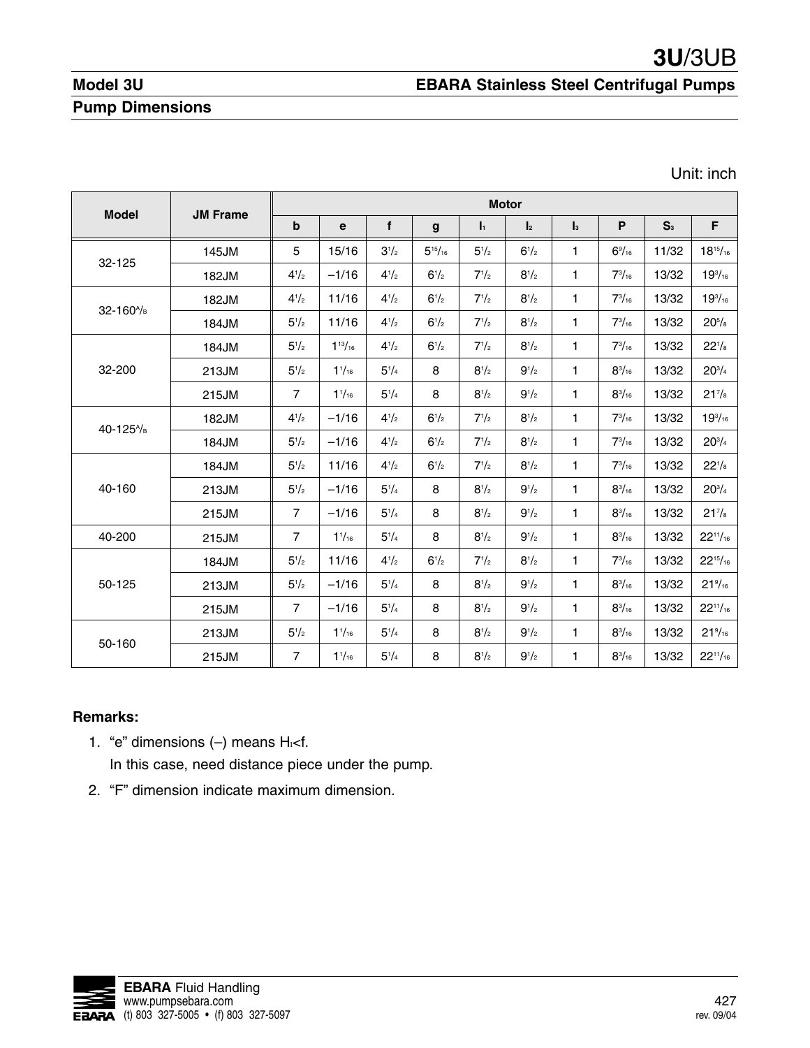# 3U/3UB

## Model 3U — EBARA Stainless Steel Centrifugal Pumps

### Pump Dimensions

Unit: inch

| Model | JM Frame | Motor | | | | | | | | | |
|---|---|---|---|---|---|---|---|---|---|---|---|
| | | b | e | f | g | $l_1$ | $l_2$ | $l_3$ | P | $S_3$ | F |
| 32-125 | 145JM | 5 | 15/16 | 3 1/2 | 5 15/16 | 5 1/2 | 6 1/2 | 1 | 6 9/16 | 11/32 | 18 15/16 |
| | 182JM | 4 1/2 | –1/16 | 4 1/2 | 6 1/2 | 7 1/2 | 8 1/2 | 1 | 7 3/16 | 13/32 | 19 3/16 |
| 32-160A/B | 182JM | 4 1/2 | 11/16 | 4 1/2 | 6 1/2 | 7 1/2 | 8 1/2 | 1 | 7 3/16 | 13/32 | 19 3/16 |
| | 184JM | 5 1/2 | 11/16 | 4 1/2 | 6 1/2 | 7 1/2 | 8 1/2 | 1 | 7 3/16 | 13/32 | 20 5/8 |
| 32-200 | 184JM | 5 1/2 | 1 13/16 | 4 1/2 | 6 1/2 | 7 1/2 | 8 1/2 | 1 | 7 3/16 | 13/32 | 22 1/8 |
| | 213JM | 5 1/2 | 1 1/16 | 5 1/4 | 8 | 8 1/2 | 9 1/2 | 1 | 8 3/16 | 13/32 | 20 3/4 |
| | 215JM | 7 | 1 1/16 | 5 1/4 | 8 | 8 1/2 | 9 1/2 | 1 | 8 3/16 | 13/32 | 21 7/8 |
| 40-125A/B | 182JM | 4 1/2 | –1/16 | 4 1/2 | 6 1/2 | 7 1/2 | 8 1/2 | 1 | 7 3/16 | 13/32 | 19 3/16 |
| | 184JM | 5 1/2 | –1/16 | 4 1/2 | 6 1/2 | 7 1/2 | 8 1/2 | 1 | 7 3/16 | 13/32 | 20 3/4 |
| 40-160 | 184JM | 5 1/2 | 11/16 | 4 1/2 | 6 1/2 | 7 1/2 | 8 1/2 | 1 | 7 3/16 | 13/32 | 22 1/8 |
| | 213JM | 5 1/2 | –1/16 | 5 1/4 | 8 | 8 1/2 | 9 1/2 | 1 | 8 3/16 | 13/32 | 20 3/4 |
| | 215JM | 7 | –1/16 | 5 1/4 | 8 | 8 1/2 | 9 1/2 | 1 | 8 3/16 | 13/32 | 21 7/8 |
| 40-200 | 215JM | 7 | 1 1/16 | 5 1/4 | 8 | 8 1/2 | 9 1/2 | 1 | 8 3/16 | 13/32 | 22 11/16 |
| 50-125 | 184JM | 5 1/2 | 11/16 | 4 1/2 | 6 1/2 | 7 1/2 | 8 1/2 | 1 | 7 3/16 | 13/32 | 22 15/16 |
| | 213JM | 5 1/2 | –1/16 | 5 1/4 | 8 | 8 1/2 | 9 1/2 | 1 | 8 3/16 | 13/32 | 21 9/16 |
| | 215JM | 7 | –1/16 | 5 1/4 | 8 | 8 1/2 | 9 1/2 | 1 | 8 3/16 | 13/32 | 22 11/16 |
| 50-160 | 213JM | 5 1/2 | 1 1/16 | 5 1/4 | 8 | 8 1/2 | 9 1/2 | 1 | 8 3/16 | 13/32 | 21 9/16 |
| | 215JM | 7 | 1 1/16 | 5 1/4 | 8 | 8 1/2 | 9 1/2 | 1 | 8 3/16 | 13/32 | 22 11/16 |

**Remarks:**

1. "e" dimensions (–) means $H_1$<f.
   In this case, need distance piece under the pump.
2. "F" dimension indicate maximum dimension.

**EBARA** Fluid Handling
www.pumpsebara.com
(t) 803 327-5005 • (f) 803 327-5097

rev. 09/04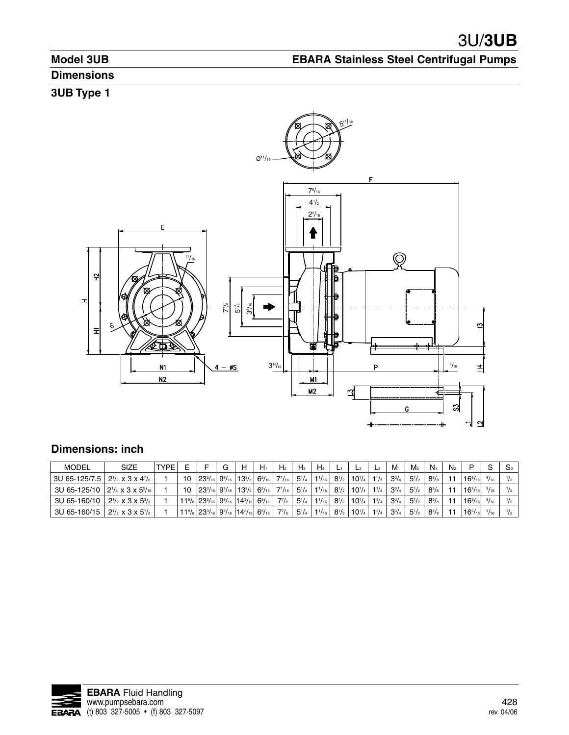# 3U/3UB

## Model 3UB — EBARA Stainless Steel Centrifugal Pumps

## Dimensions

### 3UB Type 1

### Dimensions: inch

| MODEL | SIZE | TYPE | E | F | G | H | $H_1$ | $H_2$ | $H_3$ | $H_4$ | $L_1$ | $L_2$ | $L_3$ | $M_1$ | $M_2$ | $N_1$ | $N_2$ | P | S | $S_3$ |
|---|---|---|---|---|---|---|---|---|---|---|---|---|---|---|---|---|---|---|---|---|
| 3U 65-125/7.5 | 2 1/2 x 3 x 4 7/8 | 1 | 10 | 23 3/16 | 9 9/16 | 13 3/8 | 6 5/16 | 7 1/16 | 5 1/4 | 1 1/16 | 8 1/2 | 10 1/4 | 1 3/4 | 3 3/4 | 5 1/2 | 8 3/8 | 11 | 16 9/16 | 9/16 | 1/2 |
| 3U 65-125/10 | 2 1/2 x 3 x 5 9/16 | 1 | 10 | 23 3/16 | 9 9/16 | 13 3/8 | 6 5/16 | 7 1/16 | 5 1/4 | 1 1/16 | 8 1/2 | 10 1/4 | 1 3/4 | 3 3/4 | 5 1/2 | 8 3/8 | 11 | 16 9/16 | 9/16 | 1/2 |
| 3U 65-160/10 | 2 1/2 x 3 x 5 3/8 | 1 | 11 5/8 | 23 3/16 | 9 9/16 | 14 3/16 | 6 5/16 | 7 7/8 | 5 1/4 | 1 1/16 | 8 1/2 | 10 1/4 | 1 3/4 | 3 3/4 | 5 1/2 | 8 3/8 | 11 | 16 9/16 | 9/16 | 1/2 |
| 3U 65-160/15 | 2 1/2 x 3 x 5 7/8 | 1 | 11 5/8 | 23 3/16 | 9 9/16 | 14 3/16 | 6 5/16 | 7 7/8 | 5 1/4 | 1 1/16 | 8 1/2 | 10 1/4 | 1 3/4 | 3 3/4 | 5 1/2 | 8 3/8 | 11 | 16 9/16 | 9/16 | 1/2 |

**EBARA** Fluid Handling
www.pumpsebara.com
(t) 803 327-5005 • (f) 803 327-5097

rev. 04/06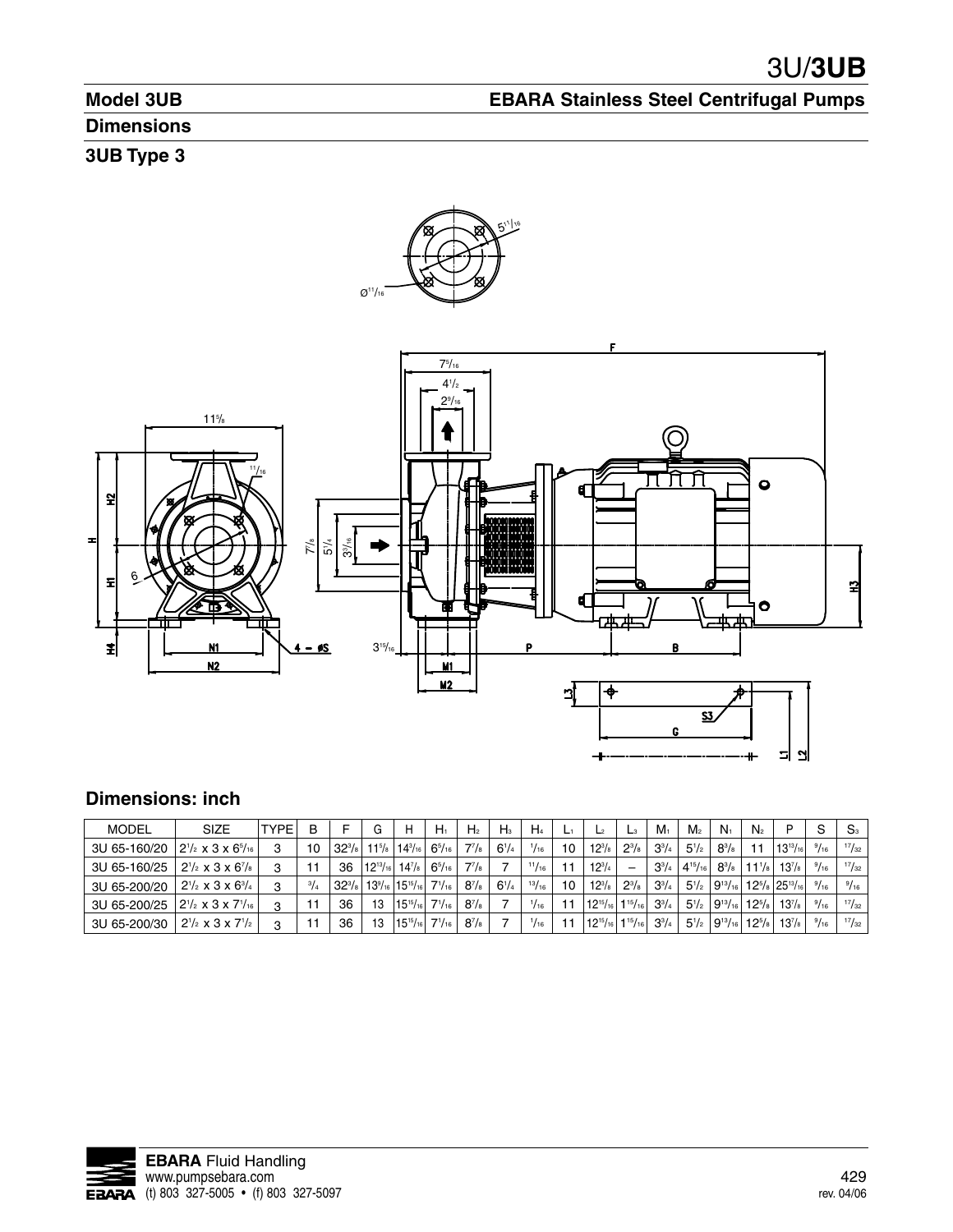## Model 3UB

## EBARA Stainless Steel Centrifugal Pumps

## Dimensions

### 3UB Type 3

## Dimensions: inch

| MODEL | SIZE | TYPE | B | F | G | H | $H_1$ | $H_2$ | $H_3$ | $H_4$ | $L_1$ | $L_2$ | $L_3$ | $M_1$ | $M_2$ | $N_1$ | $N_2$ | P | S | $S_3$ |
|---|---|---|---|---|---|---|---|---|---|---|---|---|---|---|---|---|---|---|---|---|
| 3U 65-160/20 | 2 1/2 x 3 x 6 5/16 | 3 | 10 | 32 3/8 | 11 5/8 | 14 3/16 | 6 5/16 | 7 7/8 | 6 1/4 | 1/16 | 10 | 12 3/8 | 2 3/8 | 3 3/4 | 5 1/2 | 8 3/8 | 11 | 13 13/16 | 9/16 | 17/32 |
| 3U 65-160/25 | 2 1/2 x 3 x 6 7/8 | 3 | 11 | 36 | 12 13/16 | 14 7/8 | 6 5/16 | 7 7/8 | 7 | 11/16 | 11 | 12 3/4 | – | 3 3/4 | 4 15/16 | 8 3/8 | 11 1/8 | 13 7/8 | 9/16 | 17/32 |
| 3U 65-200/20 | 2 1/2 x 3 x 6 3/4 | 3 | 3/4 | 32 3/8 | 13 9/16 | 15 15/16 | 7 1/16 | 8 7/8 | 6 1/4 | 13/16 | 10 | 12 3/8 | 2 3/8 | 3 3/4 | 5 1/2 | 9 13/16 | 12 5/8 | 25 13/16 | 9/16 | 9/16 |
| 3U 65-200/25 | 2 1/2 x 3 x 7 1/16 | 3 | 11 | 36 | 13 | 15 15/16 | 7 1/16 | 8 7/8 | 7 | 1/16 | 11 | 12 15/16 | 1 15/16 | 3 3/4 | 5 1/2 | 9 13/16 | 12 5/8 | 13 7/8 | 9/16 | 17/32 |
| 3U 65-200/30 | 2 1/2 x 3 x 7 1/2 | 3 | 11 | 36 | 13 | 15 15/16 | 7 1/16 | 8 7/8 | 7 | 1/16 | 11 | 12 15/16 | 1 15/16 | 3 3/4 | 5 1/2 | 9 13/16 | 12 5/8 | 13 7/8 | 9/16 | 17/32 |

**EBARA** Fluid Handling
www.pumpsebara.com
(t) 803 327-5005 • (f) 803 327-5097

rev. 04/06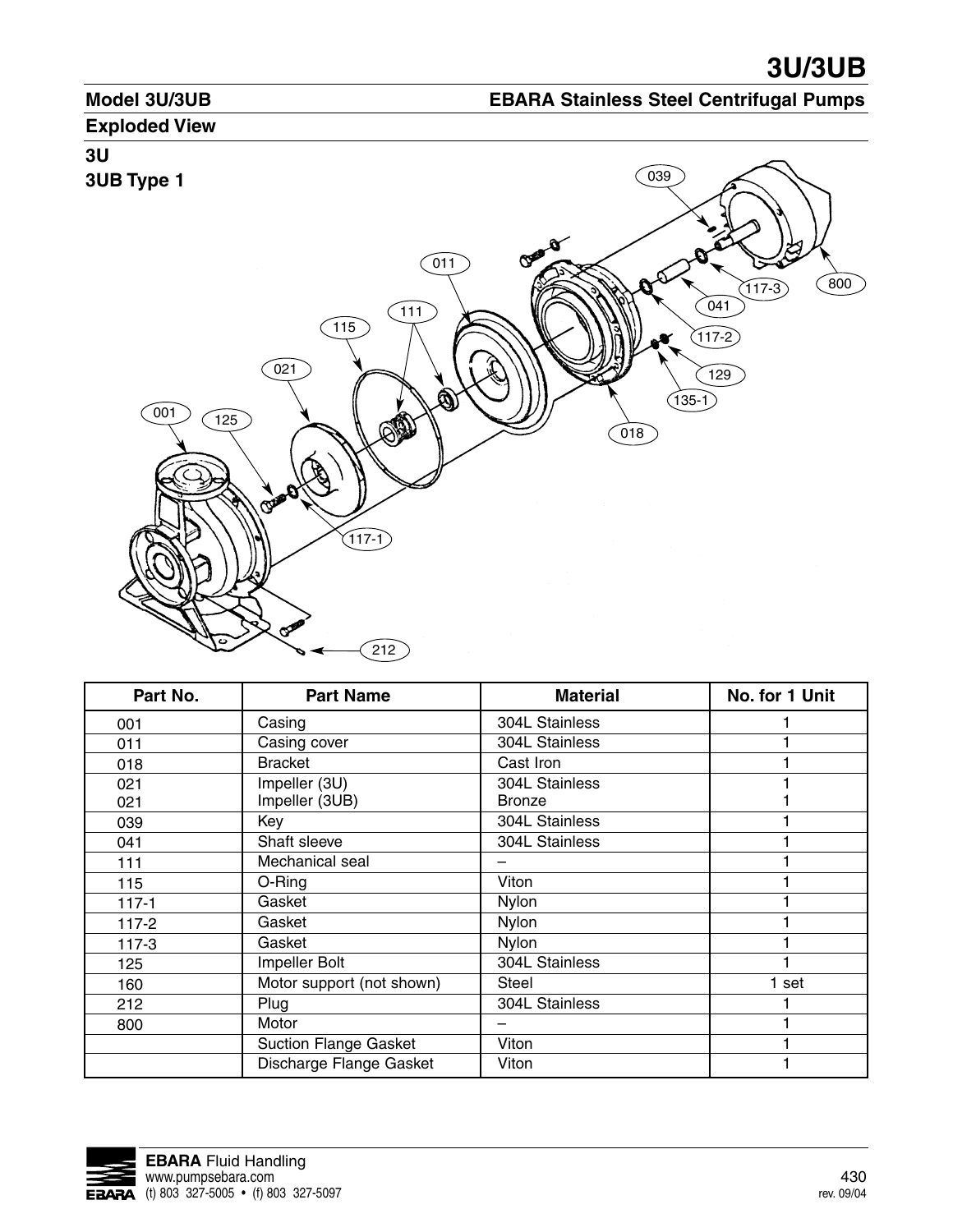# 3U/3UB

## Model 3U/3UB — EBARA Stainless Steel Centrifugal Pumps

### Exploded View

**3U**

**3UB Type 1**

| Part No. | Part Name | Material | No. for 1 Unit |
|---|---|---|---|
| 001 | Casing | 304L Stainless | 1 |
| 011 | Casing cover | 304L Stainless | 1 |
| 018 | Bracket | Cast Iron | 1 |
| 021<br>021 | Impeller (3U)<br>Impeller (3UB) | 304L Stainless<br>Bronze | 1<br>1 |
| 039 | Key | 304L Stainless | 1 |
| 041 | Shaft sleeve | 304L Stainless | 1 |
| 111 | Mechanical seal | – | 1 |
| 115 | O-Ring | Viton | 1 |
| 117-1 | Gasket | Nylon | 1 |
| 117-2 | Gasket | Nylon | 1 |
| 117-3 | Gasket | Nylon | 1 |
| 125 | Impeller Bolt | 304L Stainless | 1 |
| 160 | Motor support (not shown) | Steel | 1 set |
| 212 | Plug | 304L Stainless | 1 |
| 800 | Motor | – | 1 |
| | Suction Flange Gasket | Viton | 1 |
| | Discharge Flange Gasket | Viton | 1 |

**EBARA** Fluid Handling
www.pumpsebara.com
(t) 803 327-5005 • (f) 803 327-5097

rev. 09/04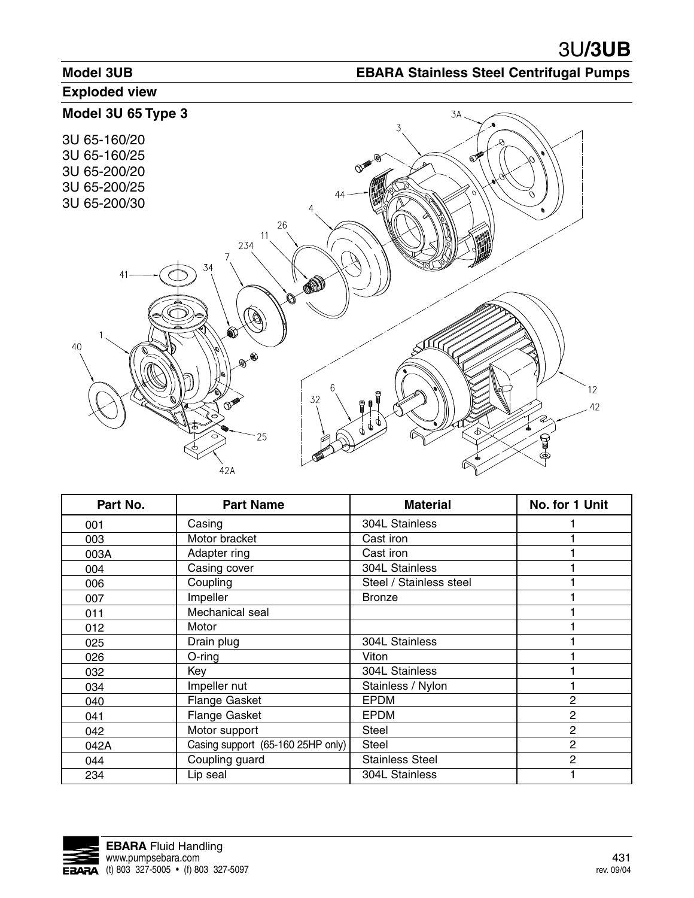## Model 3UB

**EBARA Stainless Steel Centrifugal Pumps**

### Exploded view

### Model 3U 65 Type 3

3U 65-160/20
3U 65-160/25
3U 65-200/20
3U 65-200/25
3U 65-200/30

3A
3
44
4
26
11
234
7
34
41
1
40
25
42A
6
32
12
42

| Part No. | Part Name | Material | No. for 1 Unit |
|---|---|---|---|
| 001 | Casing | 304L Stainless | 1 |
| 003 | Motor bracket | Cast iron | 1 |
| 003A | Adapter ring | Cast iron | 1 |
| 004 | Casing cover | 304L Stainless | 1 |
| 006 | Coupling | Steel / Stainless steel | 1 |
| 007 | Impeller | Bronze | 1 |
| 011 | Mechanical seal | | 1 |
| 012 | Motor | | 1 |
| 025 | Drain plug | 304L Stainless | 1 |
| 026 | O-ring | Viton | 1 |
| 032 | Key | 304L Stainless | 1 |
| 034 | Impeller nut | Stainless / Nylon | 1 |
| 040 | Flange Gasket | EPDM | 2 |
| 041 | Flange Gasket | EPDM | 2 |
| 042 | Motor support | Steel | 2 |
| 042A | Casing support (65-160 25HP only) | Steel | 2 |
| 044 | Coupling guard | Stainless Steel | 2 |
| 234 | Lip seal | 304L Stainless | 1 |

**EBARA** Fluid Handling
www.pumpsebara.com
(t) 803 327-5005 • (f) 803 327-5097

rev. 09/04